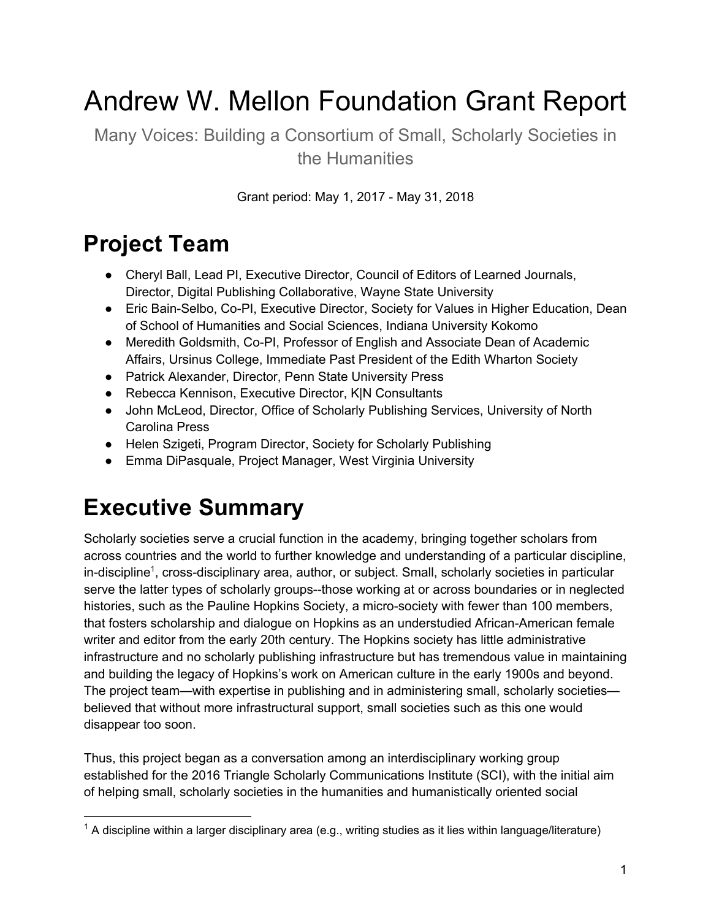# Andrew W. Mellon Foundation Grant Report

Many Voices: Building a Consortium of Small, Scholarly Societies in the Humanities

Grant period: May 1, 2017 - May 31, 2018

## Project Team

- Cheryl Ball, Lead PI, Executive Director, Council of Editors of Learned Journals, Director, Digital Publishing Collaborative, Wayne State University
- Eric Bain-Selbo, Co-PI, Executive Director, Society for Values in Higher Education, Dean of School of Humanities and Social Sciences, Indiana University Kokomo
- Meredith Goldsmith, Co-PI, Professor of English and Associate Dean of Academic Affairs, Ursinus College, Immediate Past President of the Edith Wharton Society
- Patrick Alexander, Director, Penn State University Press
- Rebecca Kennison, Executive Director, K|N Consultants
- John McLeod, Director, Office of Scholarly Publishing Services, University of North Carolina Press
- Helen Szigeti, Program Director, Society for Scholarly Publishing
- Emma DiPasquale, Project Manager, West Virginia University

## Executive Summary

Scholarly societies serve a crucial function in the academy, bringing together scholars from across countries and the world to further knowledge and understanding of a particular discipline, in-discipline[1], cross-disciplinary area, author, or subject. Small, scholarly societies in particular serve the latter types of scholarly groups--those working at or across boundaries or in neglected histories, such as the Pauline Hopkins Society, a micro-society with fewer than 100 members, that fosters scholarship and dialogue on Hopkins as an understudied African-American female writer and editor from the early 20th century. The Hopkins society has little administrative infrastructure and no scholarly publishing infrastructure but has tremendous value in maintaining and building the legacy of Hopkins's work on American culture in the early 1900s and beyond. The project team—with expertise in publishing and in administering small, scholarly societies—believed that without more infrastructural support, small societies such as this one would disappear too soon.

Thus, this project began as a conversation among an interdisciplinary working group established for the 2016 Triangle Scholarly Communications Institute (SCI), with the initial aim of helping small, scholarly societies in the humanities and humanistically oriented social

[1] A discipline within a larger disciplinary area (e.g., writing studies as it lies within language/literature)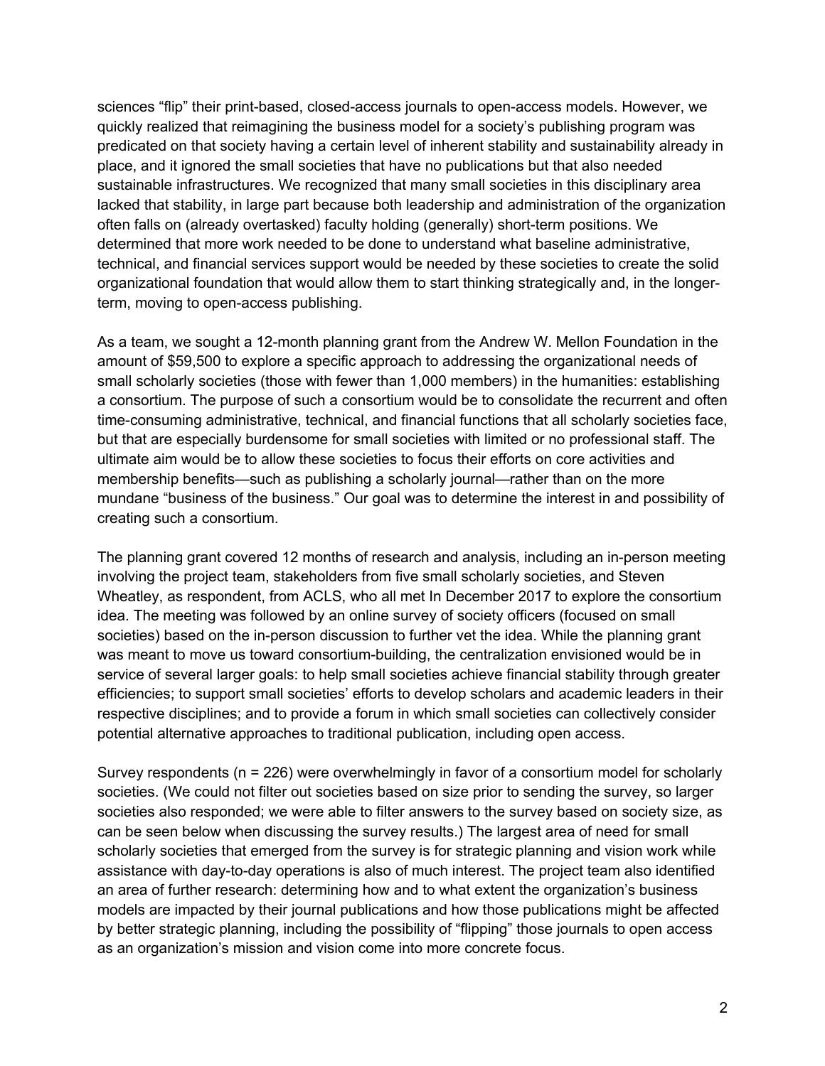sciences “flip” their print-based, closed-access journals to open-access models. However, we quickly realized that reimagining the business model for a society’s publishing program was predicated on that society having a certain level of inherent stability and sustainability already in place, and it ignored the small societies that have no publications but that also needed sustainable infrastructures. We recognized that many small societies in this disciplinary area lacked that stability, in large part because both leadership and administration of the organization often falls on (already overtasked) faculty holding (generally) short-term positions. We determined that more work needed to be done to understand what baseline administrative, technical, and financial services support would be needed by these societies to create the solid organizational foundation that would allow them to start thinking strategically and, in the longer-term, moving to open-access publishing.

As a team, we sought a 12-month planning grant from the Andrew W. Mellon Foundation in the amount of $59,500 to explore a specific approach to addressing the organizational needs of small scholarly societies (those with fewer than 1,000 members) in the humanities: establishing a consortium. The purpose of such a consortium would be to consolidate the recurrent and often time-consuming administrative, technical, and financial functions that all scholarly societies face, but that are especially burdensome for small societies with limited or no professional staff. The ultimate aim would be to allow these societies to focus their efforts on core activities and membership benefits—such as publishing a scholarly journal—rather than on the more mundane “business of the business.” Our goal was to determine the interest in and possibility of creating such a consortium.

The planning grant covered 12 months of research and analysis, including an in-person meeting involving the project team, stakeholders from five small scholarly societies, and Steven Wheatley, as respondent, from ACLS, who all met In December 2017 to explore the consortium idea. The meeting was followed by an online survey of society officers (focused on small societies) based on the in-person discussion to further vet the idea. While the planning grant was meant to move us toward consortium-building, the centralization envisioned would be in service of several larger goals: to help small societies achieve financial stability through greater efficiencies; to support small societies’ efforts to develop scholars and academic leaders in their respective disciplines; and to provide a forum in which small societies can collectively consider potential alternative approaches to traditional publication, including open access.

Survey respondents (n = 226) were overwhelmingly in favor of a consortium model for scholarly societies. (We could not filter out societies based on size prior to sending the survey, so larger societies also responded; we were able to filter answers to the survey based on society size, as can be seen below when discussing the survey results.) The largest area of need for small scholarly societies that emerged from the survey is for strategic planning and vision work while assistance with day-to-day operations is also of much interest. The project team also identified an area of further research: determining how and to what extent the organization’s business models are impacted by their journal publications and how those publications might be affected by better strategic planning, including the possibility of “flipping” those journals to open access as an organization’s mission and vision come into more concrete focus.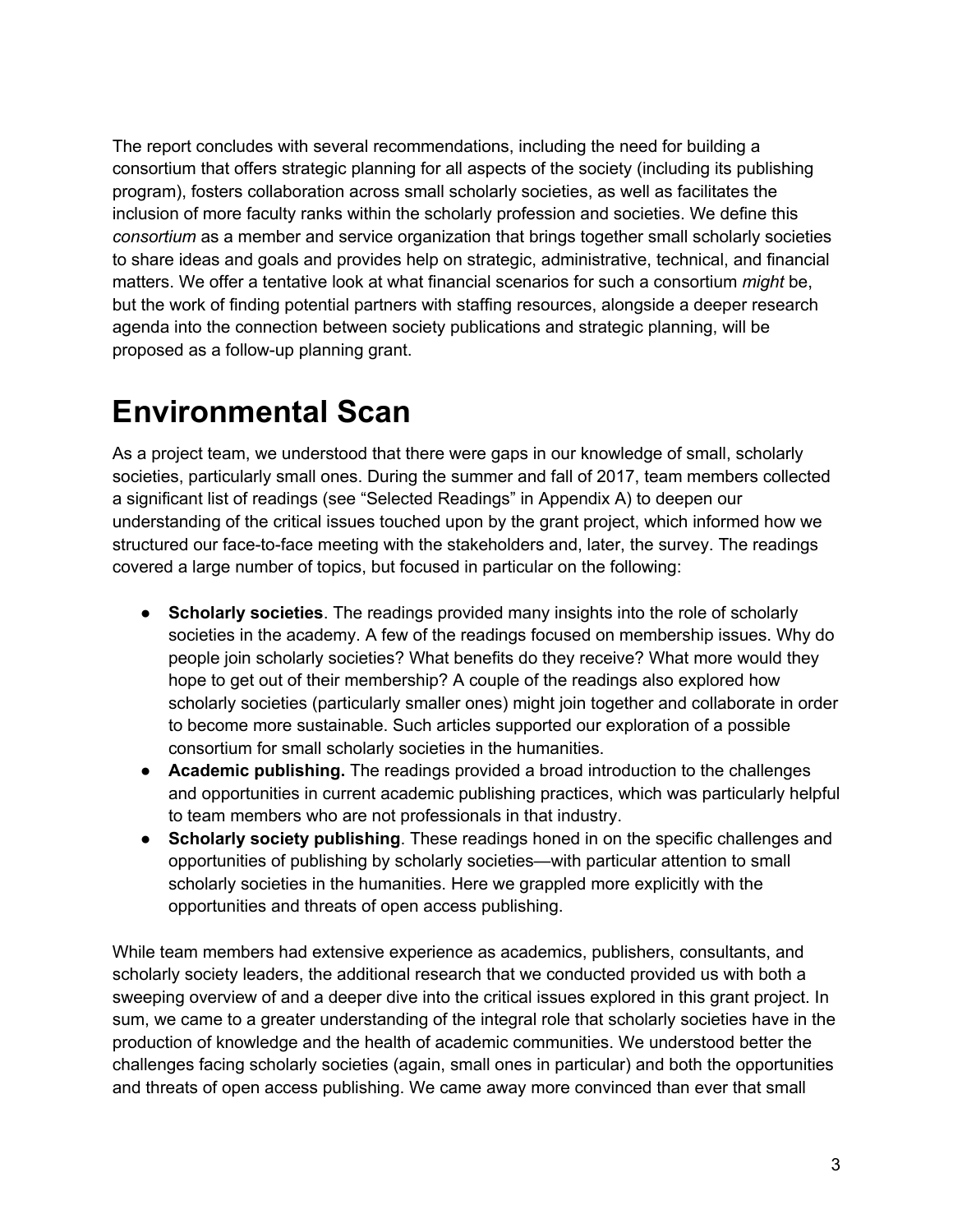The report concludes with several recommendations, including the need for building a consortium that offers strategic planning for all aspects of the society (including its publishing program), fosters collaboration across small scholarly societies, as well as facilitates the inclusion of more faculty ranks within the scholarly profession and societies. We define this *consortium* as a member and service organization that brings together small scholarly societies to share ideas and goals and provides help on strategic, administrative, technical, and financial matters. We offer a tentative look at what financial scenarios for such a consortium *might* be, but the work of finding potential partners with staffing resources, alongside a deeper research agenda into the connection between society publications and strategic planning, will be proposed as a follow-up planning grant.

# Environmental Scan

As a project team, we understood that there were gaps in our knowledge of small, scholarly societies, particularly small ones. During the summer and fall of 2017, team members collected a significant list of readings (see "Selected Readings" in Appendix A) to deepen our understanding of the critical issues touched upon by the grant project, which informed how we structured our face-to-face meeting with the stakeholders and, later, the survey. The readings covered a large number of topics, but focused in particular on the following:

- **Scholarly societies**. The readings provided many insights into the role of scholarly societies in the academy. A few of the readings focused on membership issues. Why do people join scholarly societies? What benefits do they receive? What more would they hope to get out of their membership? A couple of the readings also explored how scholarly societies (particularly smaller ones) might join together and collaborate in order to become more sustainable. Such articles supported our exploration of a possible consortium for small scholarly societies in the humanities.
- **Academic publishing.** The readings provided a broad introduction to the challenges and opportunities in current academic publishing practices, which was particularly helpful to team members who are not professionals in that industry.
- **Scholarly society publishing**. These readings honed in on the specific challenges and opportunities of publishing by scholarly societies—with particular attention to small scholarly societies in the humanities. Here we grappled more explicitly with the opportunities and threats of open access publishing.

While team members had extensive experience as academics, publishers, consultants, and scholarly society leaders, the additional research that we conducted provided us with both a sweeping overview of and a deeper dive into the critical issues explored in this grant project. In sum, we came to a greater understanding of the integral role that scholarly societies have in the production of knowledge and the health of academic communities. We understood better the challenges facing scholarly societies (again, small ones in particular) and both the opportunities and threats of open access publishing. We came away more convinced than ever that small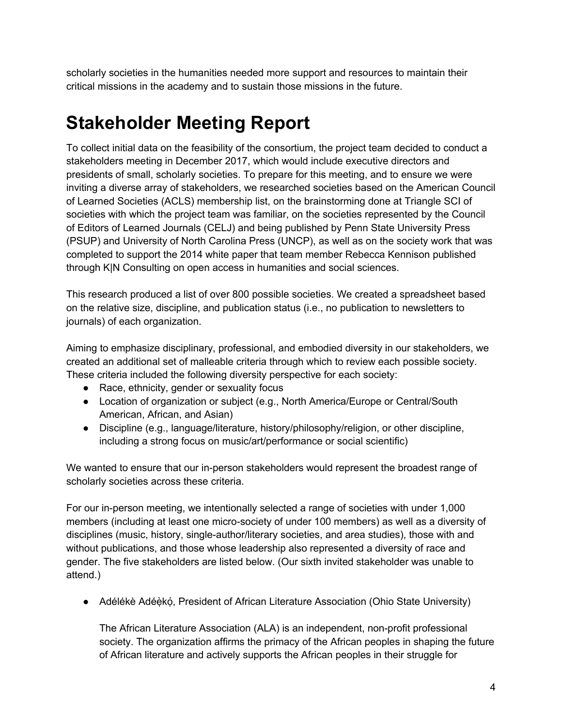scholarly societies in the humanities needed more support and resources to maintain their critical missions in the academy and to sustain those missions in the future.

# Stakeholder Meeting Report

To collect initial data on the feasibility of the consortium, the project team decided to conduct a stakeholders meeting in December 2017, which would include executive directors and presidents of small, scholarly societies. To prepare for this meeting, and to ensure we were inviting a diverse array of stakeholders, we researched societies based on the American Council of Learned Societies (ACLS) membership list, on the brainstorming done at Triangle SCI of societies with which the project team was familiar, on the societies represented by the Council of Editors of Learned Journals (CELJ) and being published by Penn State University Press (PSUP) and University of North Carolina Press (UNCP), as well as on the society work that was completed to support the 2014 white paper that team member Rebecca Kennison published through K|N Consulting on open access in humanities and social sciences.

This research produced a list of over 800 possible societies. We created a spreadsheet based on the relative size, discipline, and publication status (i.e., no publication to newsletters to journals) of each organization.

Aiming to emphasize disciplinary, professional, and embodied diversity in our stakeholders, we created an additional set of malleable criteria through which to review each possible society. These criteria included the following diversity perspective for each society:

- Race, ethnicity, gender or sexuality focus
- Location of organization or subject (e.g., North America/Europe or Central/South American, African, and Asian)
- Discipline (e.g., language/literature, history/philosophy/religion, or other discipline, including a strong focus on music/art/performance or social scientific)

We wanted to ensure that our in-person stakeholders would represent the broadest range of scholarly societies across these criteria.

For our in-person meeting, we intentionally selected a range of societies with under 1,000 members (including at least one micro-society of under 100 members) as well as a diversity of disciplines (music, history, single-author/literary societies, and area studies), those with and without publications, and those whose leadership also represented a diversity of race and gender. The five stakeholders are listed below. (Our sixth invited stakeholder was unable to attend.)

- Adélékè Adéẹ̀kọ́, President of African Literature Association (Ohio State University)

  The African Literature Association (ALA) is an independent, non-profit professional society. The organization affirms the primacy of the African peoples in shaping the future of African literature and actively supports the African peoples in their struggle for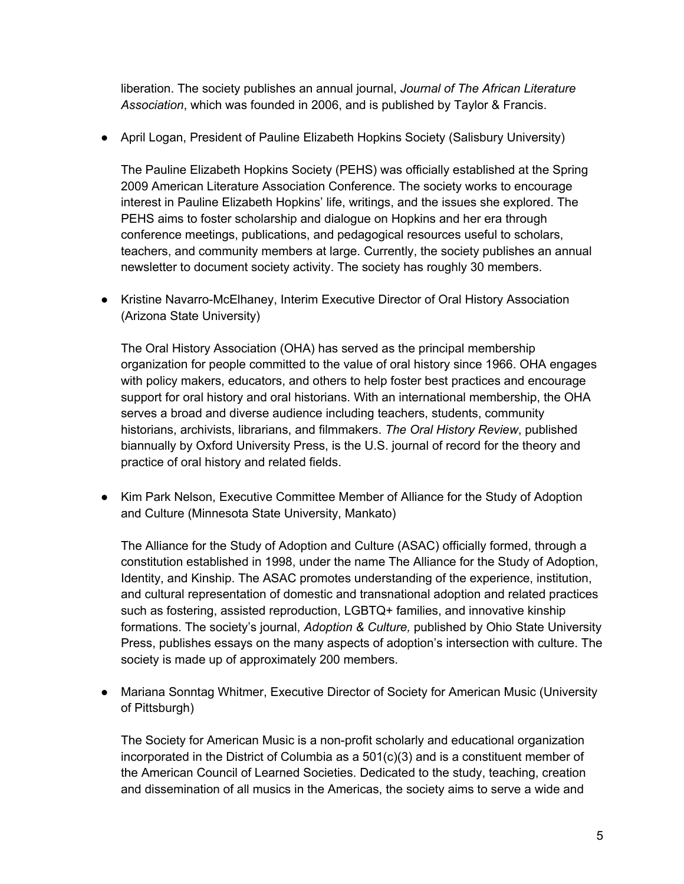liberation. The society publishes an annual journal, *Journal of The African Literature Association*, which was founded in 2006, and is published by Taylor & Francis.

- April Logan, President of Pauline Elizabeth Hopkins Society (Salisbury University)

  The Pauline Elizabeth Hopkins Society (PEHS) was officially established at the Spring 2009 American Literature Association Conference. The society works to encourage interest in Pauline Elizabeth Hopkins' life, writings, and the issues she explored. The PEHS aims to foster scholarship and dialogue on Hopkins and her era through conference meetings, publications, and pedagogical resources useful to scholars, teachers, and community members at large. Currently, the society publishes an annual newsletter to document society activity. The society has roughly 30 members.

- Kristine Navarro-McElhaney, Interim Executive Director of Oral History Association (Arizona State University)

  The Oral History Association (OHA) has served as the principal membership organization for people committed to the value of oral history since 1966. OHA engages with policy makers, educators, and others to help foster best practices and encourage support for oral history and oral historians. With an international membership, the OHA serves a broad and diverse audience including teachers, students, community historians, archivists, librarians, and filmmakers. *The Oral History Review*, published biannually by Oxford University Press, is the U.S. journal of record for the theory and practice of oral history and related fields.

- Kim Park Nelson, Executive Committee Member of Alliance for the Study of Adoption and Culture (Minnesota State University, Mankato)

  The Alliance for the Study of Adoption and Culture (ASAC) officially formed, through a constitution established in 1998, under the name The Alliance for the Study of Adoption, Identity, and Kinship. The ASAC promotes understanding of the experience, institution, and cultural representation of domestic and transnational adoption and related practices such as fostering, assisted reproduction, LGBTQ+ families, and innovative kinship formations. The society's journal, *Adoption & Culture,* published by Ohio State University Press, publishes essays on the many aspects of adoption's intersection with culture. The society is made up of approximately 200 members.

- Mariana Sonntag Whitmer, Executive Director of Society for American Music (University of Pittsburgh)

  The Society for American Music is a non-profit scholarly and educational organization incorporated in the District of Columbia as a 501(c)(3) and is a constituent member of the American Council of Learned Societies. Dedicated to the study, teaching, creation and dissemination of all musics in the Americas, the society aims to serve a wide and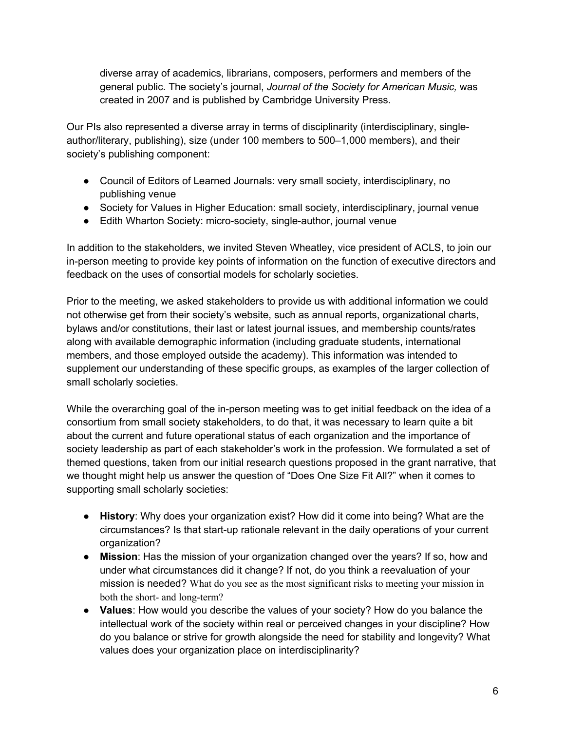diverse array of academics, librarians, composers, performers and members of the general public. The society's journal, *Journal of the Society for American Music,* was created in 2007 and is published by Cambridge University Press.

Our PIs also represented a diverse array in terms of disciplinarity (interdisciplinary, single-author/literary, publishing), size (under 100 members to 500–1,000 members), and their society's publishing component:

- Council of Editors of Learned Journals: very small society, interdisciplinary, no publishing venue
- Society for Values in Higher Education: small society, interdisciplinary, journal venue
- Edith Wharton Society: micro-society, single-author, journal venue

In addition to the stakeholders, we invited Steven Wheatley, vice president of ACLS, to join our in-person meeting to provide key points of information on the function of executive directors and feedback on the uses of consortial models for scholarly societies.

Prior to the meeting, we asked stakeholders to provide us with additional information we could not otherwise get from their society's website, such as annual reports, organizational charts, bylaws and/or constitutions, their last or latest journal issues, and membership counts/rates along with available demographic information (including graduate students, international members, and those employed outside the academy). This information was intended to supplement our understanding of these specific groups, as examples of the larger collection of small scholarly societies.

While the overarching goal of the in-person meeting was to get initial feedback on the idea of a consortium from small society stakeholders, to do that, it was necessary to learn quite a bit about the current and future operational status of each organization and the importance of society leadership as part of each stakeholder's work in the profession. We formulated a set of themed questions, taken from our initial research questions proposed in the grant narrative, that we thought might help us answer the question of "Does One Size Fit All?" when it comes to supporting small scholarly societies:

- **History**: Why does your organization exist? How did it come into being? What are the circumstances? Is that start-up rationale relevant in the daily operations of your current organization?
- **Mission**: Has the mission of your organization changed over the years? If so, how and under what circumstances did it change? If not, do you think a reevaluation of your mission is needed? What do you see as the most significant risks to meeting your mission in both the short- and long-term?
- **Values**: How would you describe the values of your society? How do you balance the intellectual work of the society within real or perceived changes in your discipline? How do you balance or strive for growth alongside the need for stability and longevity? What values does your organization place on interdisciplinarity?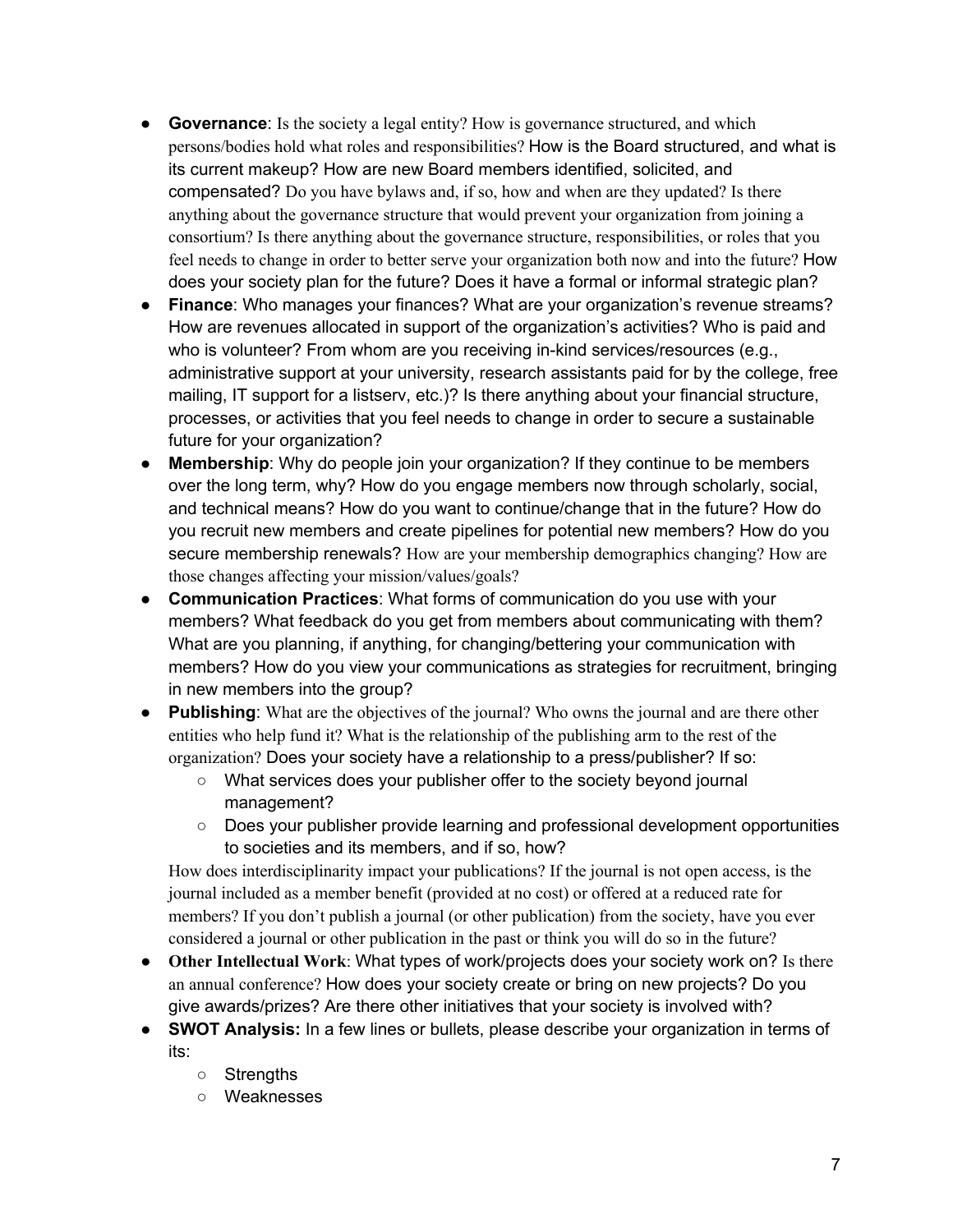- **Governance**: Is the society a legal entity? How is governance structured, and which persons/bodies hold what roles and responsibilities? How is the Board structured, and what is its current makeup? How are new Board members identified, solicited, and compensated? Do you have bylaws and, if so, how and when are they updated? Is there anything about the governance structure that would prevent your organization from joining a consortium? Is there anything about the governance structure, responsibilities, or roles that you feel needs to change in order to better serve your organization both now and into the future? How does your society plan for the future? Does it have a formal or informal strategic plan?
- **Finance**: Who manages your finances? What are your organization's revenue streams? How are revenues allocated in support of the organization's activities? Who is paid and who is volunteer? From whom are you receiving in-kind services/resources (e.g., administrative support at your university, research assistants paid for by the college, free mailing, IT support for a listserv, etc.)? Is there anything about your financial structure, processes, or activities that you feel needs to change in order to secure a sustainable future for your organization?
- **Membership**: Why do people join your organization? If they continue to be members over the long term, why? How do you engage members now through scholarly, social, and technical means? How do you want to continue/change that in the future? How do you recruit new members and create pipelines for potential new members? How do you secure membership renewals? How are your membership demographics changing? How are those changes affecting your mission/values/goals?
- **Communication Practices**: What forms of communication do you use with your members? What feedback do you get from members about communicating with them? What are you planning, if anything, for changing/bettering your communication with members? How do you view your communications as strategies for recruitment, bringing in new members into the group?
- **Publishing**: What are the objectives of the journal? Who owns the journal and are there other entities who help fund it? What is the relationship of the publishing arm to the rest of the organization? Does your society have a relationship to a press/publisher? If so:
  - What services does your publisher offer to the society beyond journal management?
  - Does your publisher provide learning and professional development opportunities to societies and its members, and if so, how?

  How does interdisciplinarity impact your publications? If the journal is not open access, is the journal included as a member benefit (provided at no cost) or offered at a reduced rate for members? If you don't publish a journal (or other publication) from the society, have you ever considered a journal or other publication in the past or think you will do so in the future?
- **Other Intellectual Work**: What types of work/projects does your society work on? Is there an annual conference? How does your society create or bring on new projects? Do you give awards/prizes? Are there other initiatives that your society is involved with?
- **SWOT Analysis:** In a few lines or bullets, please describe your organization in terms of its:
  - Strengths
  - Weaknesses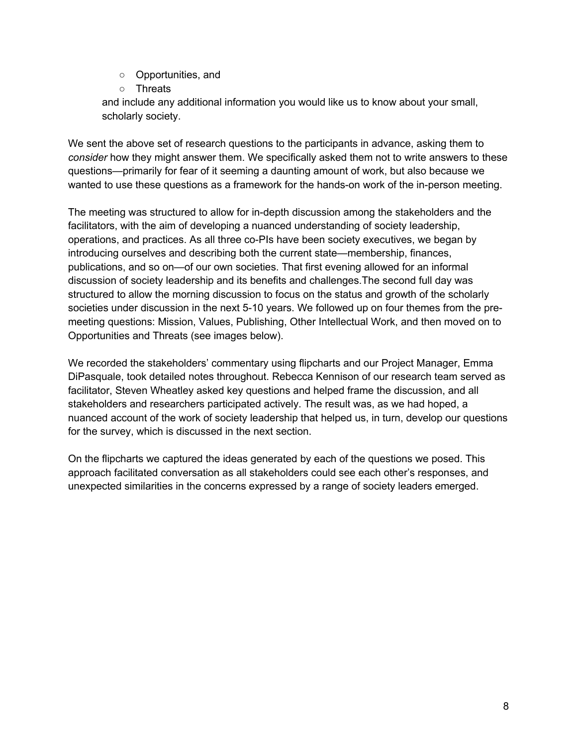- Opportunities, and
    - Threats

  and include any additional information you would like us to know about your small, scholarly society.

We sent the above set of research questions to the participants in advance, asking them to *consider* how they might answer them. We specifically asked them not to write answers to these questions—primarily for fear of it seeming a daunting amount of work, but also because we wanted to use these questions as a framework for the hands-on work of the in-person meeting.

The meeting was structured to allow for in-depth discussion among the stakeholders and the facilitators, with the aim of developing a nuanced understanding of society leadership, operations, and practices. As all three co-PIs have been society executives, we began by introducing ourselves and describing both the current state—membership, finances, publications, and so on—of our own societies. That first evening allowed for an informal discussion of society leadership and its benefits and challenges.The second full day was structured to allow the morning discussion to focus on the status and growth of the scholarly societies under discussion in the next 5-10 years. We followed up on four themes from the pre-meeting questions: Mission, Values, Publishing, Other Intellectual Work, and then moved on to Opportunities and Threats (see images below).

We recorded the stakeholders' commentary using flipcharts and our Project Manager, Emma DiPasquale, took detailed notes throughout. Rebecca Kennison of our research team served as facilitator, Steven Wheatley asked key questions and helped frame the discussion, and all stakeholders and researchers participated actively. The result was, as we had hoped, a nuanced account of the work of society leadership that helped us, in turn, develop our questions for the survey, which is discussed in the next section.

On the flipcharts we captured the ideas generated by each of the questions we posed. This approach facilitated conversation as all stakeholders could see each other's responses, and unexpected similarities in the concerns expressed by a range of society leaders emerged.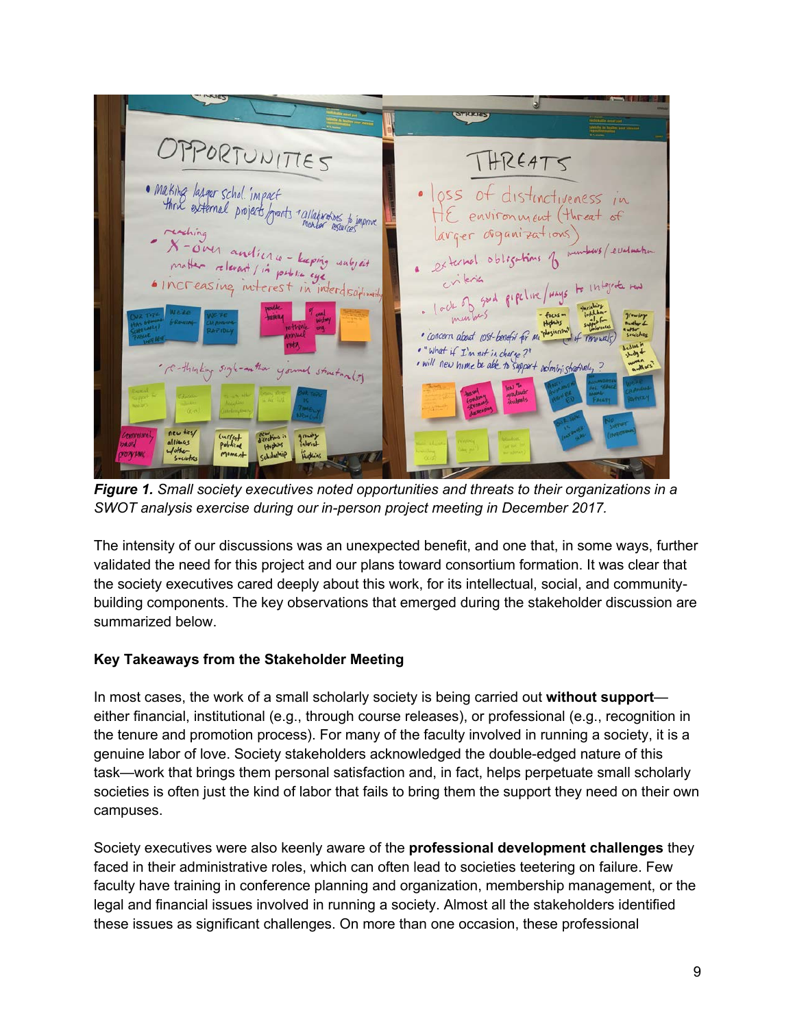***Figure 1.*** *Small society executives noted opportunities and threats to their organizations in a SWOT analysis exercise during our in-person project meeting in December 2017.*

The intensity of our discussions was an unexpected benefit, and one that, in some ways, further validated the need for this project and our plans toward consortium formation. It was clear that the society executives cared deeply about this work, for its intellectual, social, and community-building components. The key observations that emerged during the stakeholder discussion are summarized below.

**Key Takeaways from the Stakeholder Meeting**

In most cases, the work of a small scholarly society is being carried out **without support**—either financial, institutional (e.g., through course releases), or professional (e.g., recognition in the tenure and promotion process). For many of the faculty involved in running a society, it is a genuine labor of love. Society stakeholders acknowledged the double-edged nature of this task—work that brings them personal satisfaction and, in fact, helps perpetuate small scholarly societies is often just the kind of labor that fails to bring them the support they need on their own campuses.

Society executives were also keenly aware of the **professional development challenges** they faced in their administrative roles, which can often lead to societies teetering on failure. Few faculty have training in conference planning and organization, membership management, or the legal and financial issues involved in running a society. Almost all the stakeholders identified these issues as significant challenges. On more than one occasion, these professional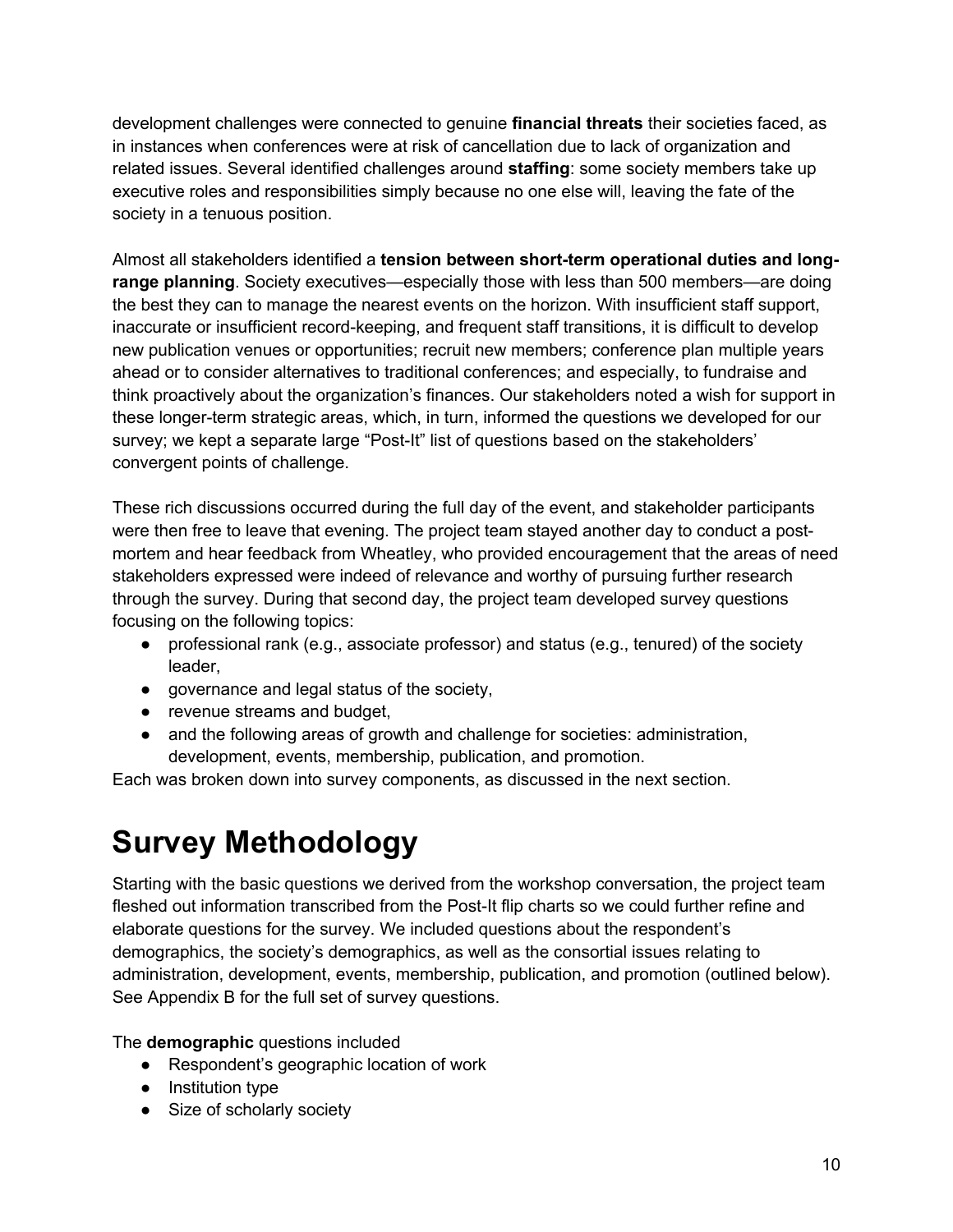development challenges were connected to genuine **financial threats** their societies faced, as in instances when conferences were at risk of cancellation due to lack of organization and related issues. Several identified challenges around **staffing**: some society members take up executive roles and responsibilities simply because no one else will, leaving the fate of the society in a tenuous position.

Almost all stakeholders identified a **tension between short-term operational duties and long-range planning**. Society executives—especially those with less than 500 members—are doing the best they can to manage the nearest events on the horizon. With insufficient staff support, inaccurate or insufficient record-keeping, and frequent staff transitions, it is difficult to develop new publication venues or opportunities; recruit new members; conference plan multiple years ahead or to consider alternatives to traditional conferences; and especially, to fundraise and think proactively about the organization's finances. Our stakeholders noted a wish for support in these longer-term strategic areas, which, in turn, informed the questions we developed for our survey; we kept a separate large "Post-It" list of questions based on the stakeholders' convergent points of challenge.

These rich discussions occurred during the full day of the event, and stakeholder participants were then free to leave that evening. The project team stayed another day to conduct a post-mortem and hear feedback from Wheatley, who provided encouragement that the areas of need stakeholders expressed were indeed of relevance and worthy of pursuing further research through the survey. During that second day, the project team developed survey questions focusing on the following topics:

- professional rank (e.g., associate professor) and status (e.g., tenured) of the society leader,
- governance and legal status of the society,
- revenue streams and budget,
- and the following areas of growth and challenge for societies: administration, development, events, membership, publication, and promotion.

Each was broken down into survey components, as discussed in the next section.

# Survey Methodology

Starting with the basic questions we derived from the workshop conversation, the project team fleshed out information transcribed from the Post-It flip charts so we could further refine and elaborate questions for the survey. We included questions about the respondent's demographics, the society's demographics, as well as the consortial issues relating to administration, development, events, membership, publication, and promotion (outlined below). See Appendix B for the full set of survey questions.

The **demographic** questions included

- Respondent's geographic location of work
- Institution type
- Size of scholarly society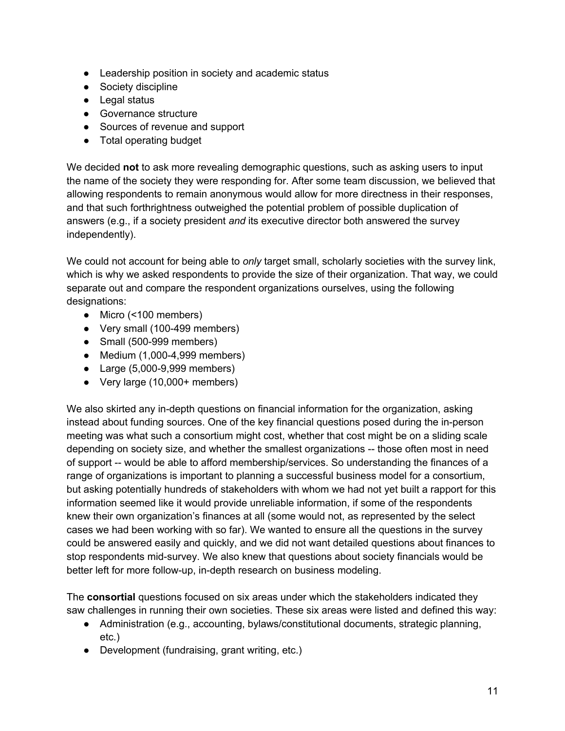- Leadership position in society and academic status
- Society discipline
- Legal status
- Governance structure
- Sources of revenue and support
- Total operating budget

We decided **not** to ask more revealing demographic questions, such as asking users to input the name of the society they were responding for. After some team discussion, we believed that allowing respondents to remain anonymous would allow for more directness in their responses, and that such forthrightness outweighed the potential problem of possible duplication of answers (e.g., if a society president *and* its executive director both answered the survey independently).

We could not account for being able to *only* target small, scholarly societies with the survey link, which is why we asked respondents to provide the size of their organization. That way, we could separate out and compare the respondent organizations ourselves, using the following designations:

- Micro (<100 members)
- Very small (100-499 members)
- Small (500-999 members)
- Medium (1,000-4,999 members)
- Large (5,000-9,999 members)
- Very large (10,000+ members)

We also skirted any in-depth questions on financial information for the organization, asking instead about funding sources. One of the key financial questions posed during the in-person meeting was what such a consortium might cost, whether that cost might be on a sliding scale depending on society size, and whether the smallest organizations -- those often most in need of support -- would be able to afford membership/services. So understanding the finances of a range of organizations is important to planning a successful business model for a consortium, but asking potentially hundreds of stakeholders with whom we had not yet built a rapport for this information seemed like it would provide unreliable information, if some of the respondents knew their own organization's finances at all (some would not, as represented by the select cases we had been working with so far). We wanted to ensure all the questions in the survey could be answered easily and quickly, and we did not want detailed questions about finances to stop respondents mid-survey. We also knew that questions about society financials would be better left for more follow-up, in-depth research on business modeling.

The **consortial** questions focused on six areas under which the stakeholders indicated they saw challenges in running their own societies. These six areas were listed and defined this way:

- Administration (e.g., accounting, bylaws/constitutional documents, strategic planning, etc.)
- Development (fundraising, grant writing, etc.)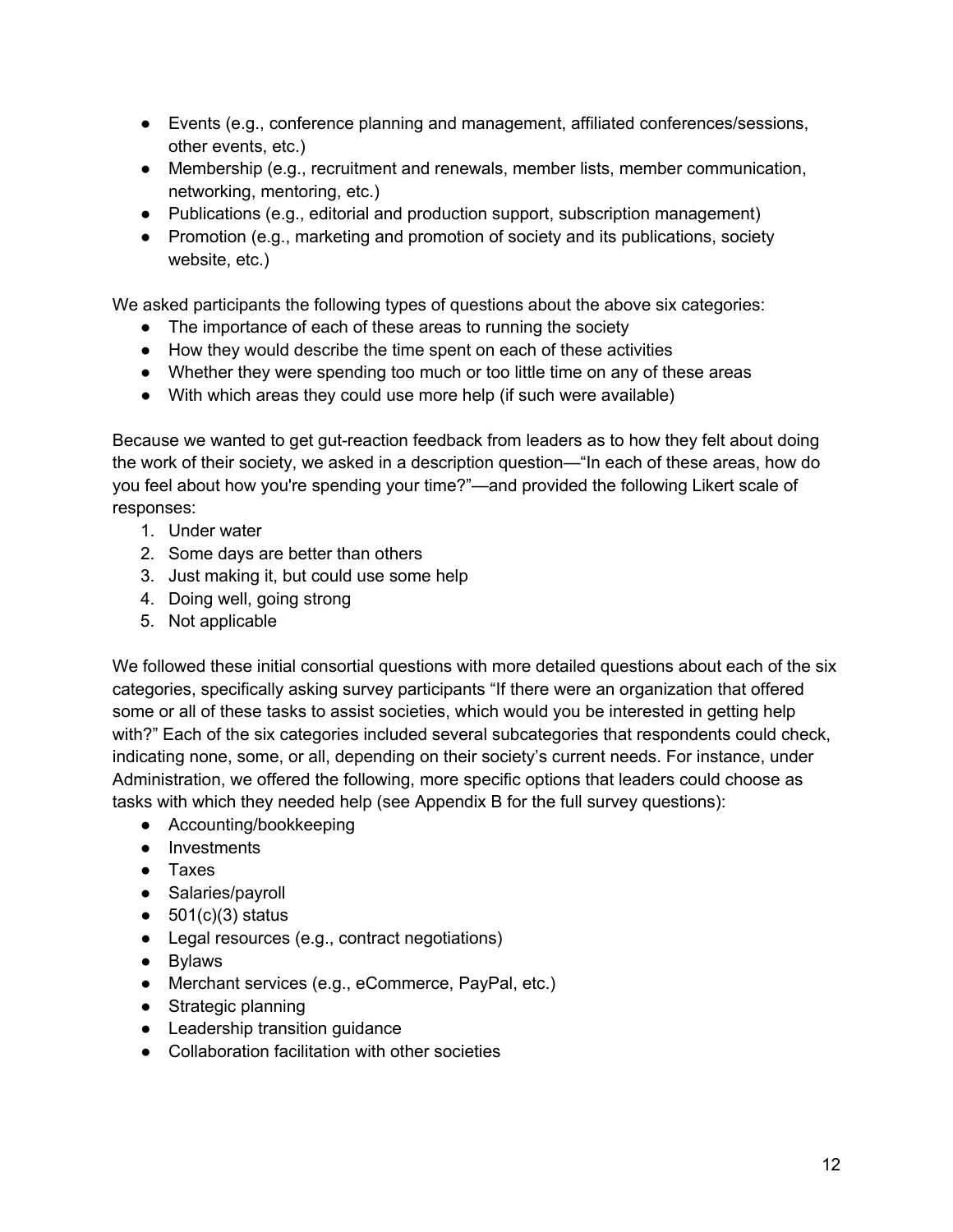- Events (e.g., conference planning and management, affiliated conferences/sessions, other events, etc.)
- Membership (e.g., recruitment and renewals, member lists, member communication, networking, mentoring, etc.)
- Publications (e.g., editorial and production support, subscription management)
- Promotion (e.g., marketing and promotion of society and its publications, society website, etc.)

We asked participants the following types of questions about the above six categories:

- The importance of each of these areas to running the society
- How they would describe the time spent on each of these activities
- Whether they were spending too much or too little time on any of these areas
- With which areas they could use more help (if such were available)

Because we wanted to get gut-reaction feedback from leaders as to how they felt about doing the work of their society, we asked in a description question—"In each of these areas, how do you feel about how you're spending your time?"—and provided the following Likert scale of responses:

1. Under water
2. Some days are better than others
3. Just making it, but could use some help
4. Doing well, going strong
5. Not applicable

We followed these initial consortial questions with more detailed questions about each of the six categories, specifically asking survey participants "If there were an organization that offered some or all of these tasks to assist societies, which would you be interested in getting help with?" Each of the six categories included several subcategories that respondents could check, indicating none, some, or all, depending on their society's current needs. For instance, under Administration, we offered the following, more specific options that leaders could choose as tasks with which they needed help (see Appendix B for the full survey questions):

- Accounting/bookkeeping
- Investments
- Taxes
- Salaries/payroll
- 501(c)(3) status
- Legal resources (e.g., contract negotiations)
- Bylaws
- Merchant services (e.g., eCommerce, PayPal, etc.)
- Strategic planning
- Leadership transition guidance
- Collaboration facilitation with other societies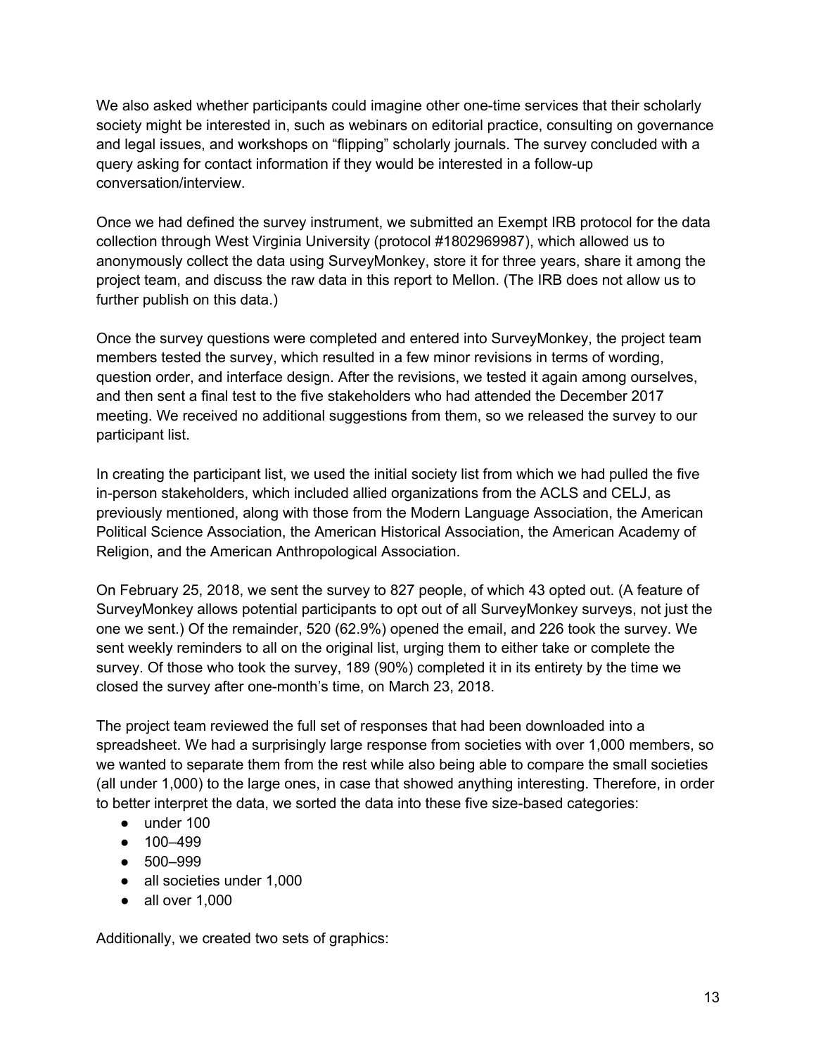We also asked whether participants could imagine other one-time services that their scholarly society might be interested in, such as webinars on editorial practice, consulting on governance and legal issues, and workshops on "flipping" scholarly journals. The survey concluded with a query asking for contact information if they would be interested in a follow-up conversation/interview.

Once we had defined the survey instrument, we submitted an Exempt IRB protocol for the data collection through West Virginia University (protocol #1802969987), which allowed us to anonymously collect the data using SurveyMonkey, store it for three years, share it among the project team, and discuss the raw data in this report to Mellon. (The IRB does not allow us to further publish on this data.)

Once the survey questions were completed and entered into SurveyMonkey, the project team members tested the survey, which resulted in a few minor revisions in terms of wording, question order, and interface design. After the revisions, we tested it again among ourselves, and then sent a final test to the five stakeholders who had attended the December 2017 meeting. We received no additional suggestions from them, so we released the survey to our participant list.

In creating the participant list, we used the initial society list from which we had pulled the five in-person stakeholders, which included allied organizations from the ACLS and CELJ, as previously mentioned, along with those from the Modern Language Association, the American Political Science Association, the American Historical Association, the American Academy of Religion, and the American Anthropological Association.

On February 25, 2018, we sent the survey to 827 people, of which 43 opted out. (A feature of SurveyMonkey allows potential participants to opt out of all SurveyMonkey surveys, not just the one we sent.) Of the remainder, 520 (62.9%) opened the email, and 226 took the survey. We sent weekly reminders to all on the original list, urging them to either take or complete the survey. Of those who took the survey, 189 (90%) completed it in its entirety by the time we closed the survey after one-month's time, on March 23, 2018.

The project team reviewed the full set of responses that had been downloaded into a spreadsheet. We had a surprisingly large response from societies with over 1,000 members, so we wanted to separate them from the rest while also being able to compare the small societies (all under 1,000) to the large ones, in case that showed anything interesting. Therefore, in order to better interpret the data, we sorted the data into these five size-based categories:

- under 100
- 100–499
- 500–999
- all societies under 1,000
- all over 1,000

Additionally, we created two sets of graphics: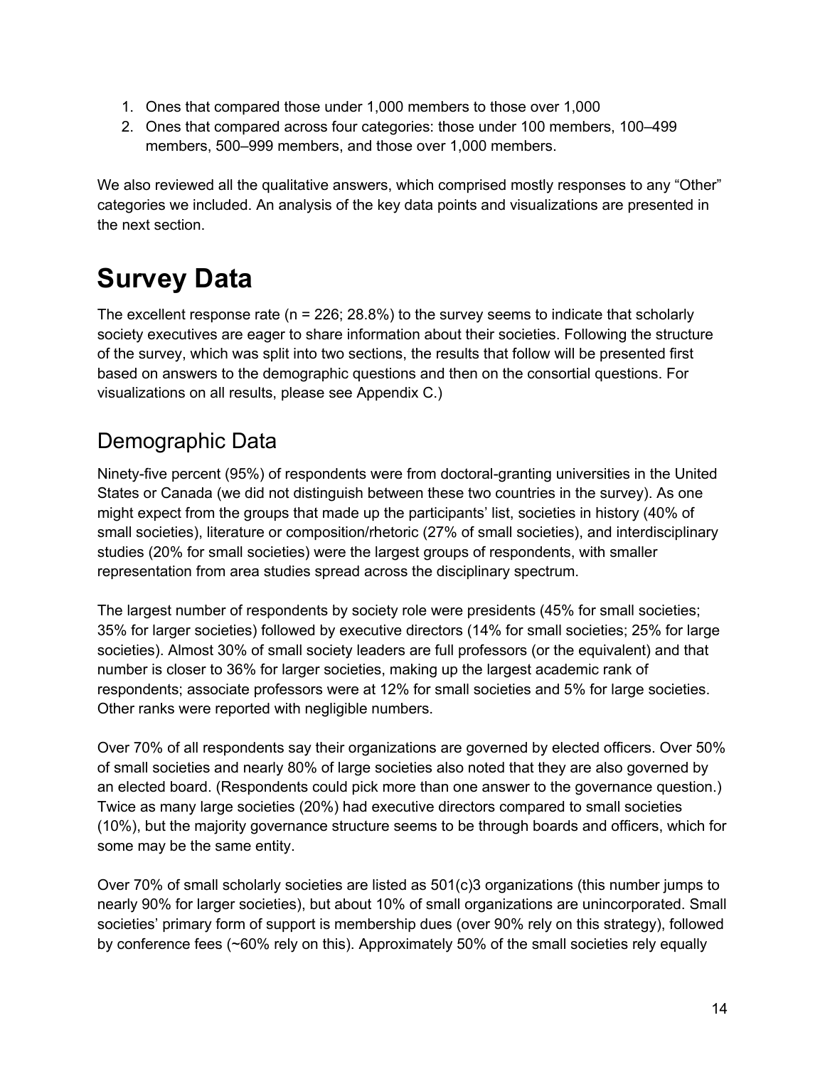1. Ones that compared those under 1,000 members to those over 1,000
2. Ones that compared across four categories: those under 100 members, 100–499 members, 500–999 members, and those over 1,000 members.

We also reviewed all the qualitative answers, which comprised mostly responses to any "Other" categories we included. An analysis of the key data points and visualizations are presented in the next section.

# Survey Data

The excellent response rate (n = 226; 28.8%) to the survey seems to indicate that scholarly society executives are eager to share information about their societies. Following the structure of the survey, which was split into two sections, the results that follow will be presented first based on answers to the demographic questions and then on the consortial questions. For visualizations on all results, please see Appendix C.)

## Demographic Data

Ninety-five percent (95%) of respondents were from doctoral-granting universities in the United States or Canada (we did not distinguish between these two countries in the survey). As one might expect from the groups that made up the participants' list, societies in history (40% of small societies), literature or composition/rhetoric (27% of small societies), and interdisciplinary studies (20% for small societies) were the largest groups of respondents, with smaller representation from area studies spread across the disciplinary spectrum.

The largest number of respondents by society role were presidents (45% for small societies; 35% for larger societies) followed by executive directors (14% for small societies; 25% for large societies). Almost 30% of small society leaders are full professors (or the equivalent) and that number is closer to 36% for larger societies, making up the largest academic rank of respondents; associate professors were at 12% for small societies and 5% for large societies. Other ranks were reported with negligible numbers.

Over 70% of all respondents say their organizations are governed by elected officers. Over 50% of small societies and nearly 80% of large societies also noted that they are also governed by an elected board. (Respondents could pick more than one answer to the governance question.) Twice as many large societies (20%) had executive directors compared to small societies (10%), but the majority governance structure seems to be through boards and officers, which for some may be the same entity.

Over 70% of small scholarly societies are listed as 501(c)3 organizations (this number jumps to nearly 90% for larger societies), but about 10% of small organizations are unincorporated. Small societies' primary form of support is membership dues (over 90% rely on this strategy), followed by conference fees (~60% rely on this). Approximately 50% of the small societies rely equally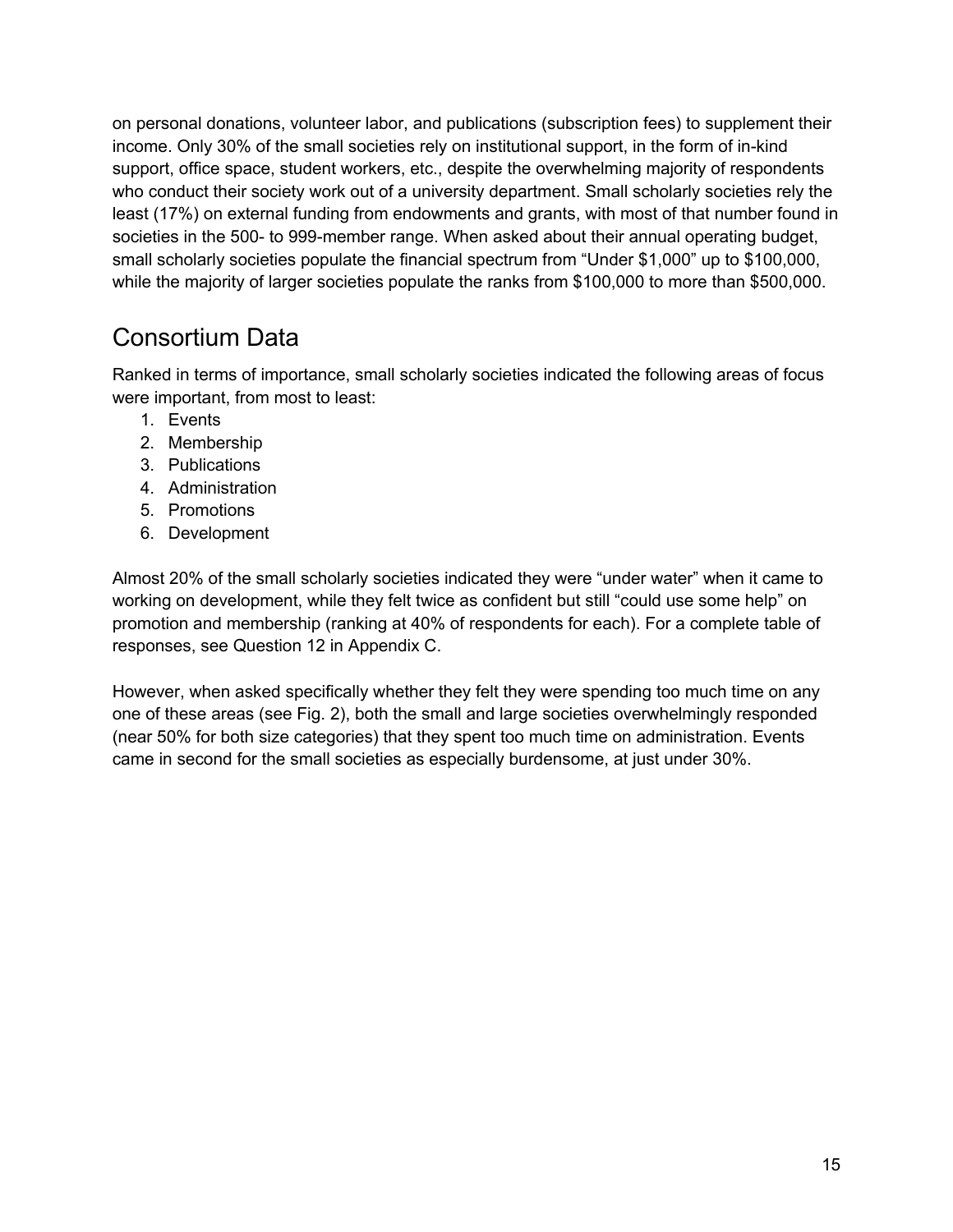on personal donations, volunteer labor, and publications (subscription fees) to supplement their income. Only 30% of the small societies rely on institutional support, in the form of in-kind support, office space, student workers, etc., despite the overwhelming majority of respondents who conduct their society work out of a university department. Small scholarly societies rely the least (17%) on external funding from endowments and grants, with most of that number found in societies in the 500- to 999-member range. When asked about their annual operating budget, small scholarly societies populate the financial spectrum from "Under $1,000" up to $100,000, while the majority of larger societies populate the ranks from $100,000 to more than $500,000.

## Consortium Data

Ranked in terms of importance, small scholarly societies indicated the following areas of focus were important, from most to least:

1. Events
2. Membership
3. Publications
4. Administration
5. Promotions
6. Development

Almost 20% of the small scholarly societies indicated they were "under water" when it came to working on development, while they felt twice as confident but still "could use some help" on promotion and membership (ranking at 40% of respondents for each). For a complete table of responses, see Question 12 in Appendix C.

However, when asked specifically whether they felt they were spending too much time on any one of these areas (see Fig. 2), both the small and large societies overwhelmingly responded (near 50% for both size categories) that they spent too much time on administration. Events came in second for the small societies as especially burdensome, at just under 30%.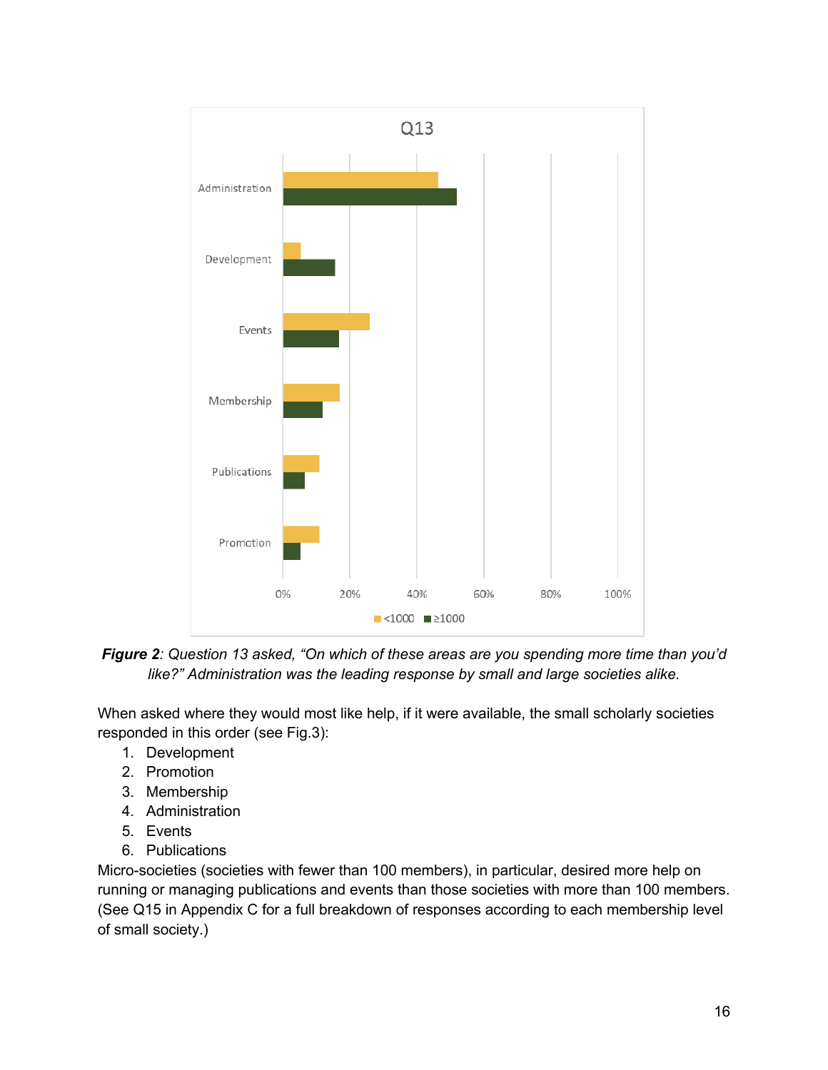**Figure 2**: *Question 13 asked, "On which of these areas are you spending more time than you'd like?" Administration was the leading response by small and large societies alike.*

When asked where they would most like help, if it were available, the small scholarly societies responded in this order (see Fig.3):

1. Development
2. Promotion
3. Membership
4. Administration
5. Events
6. Publications

Micro-societies (societies with fewer than 100 members), in particular, desired more help on running or managing publications and events than those societies with more than 100 members. (See Q15 in Appendix C for a full breakdown of responses according to each membership level of small society.)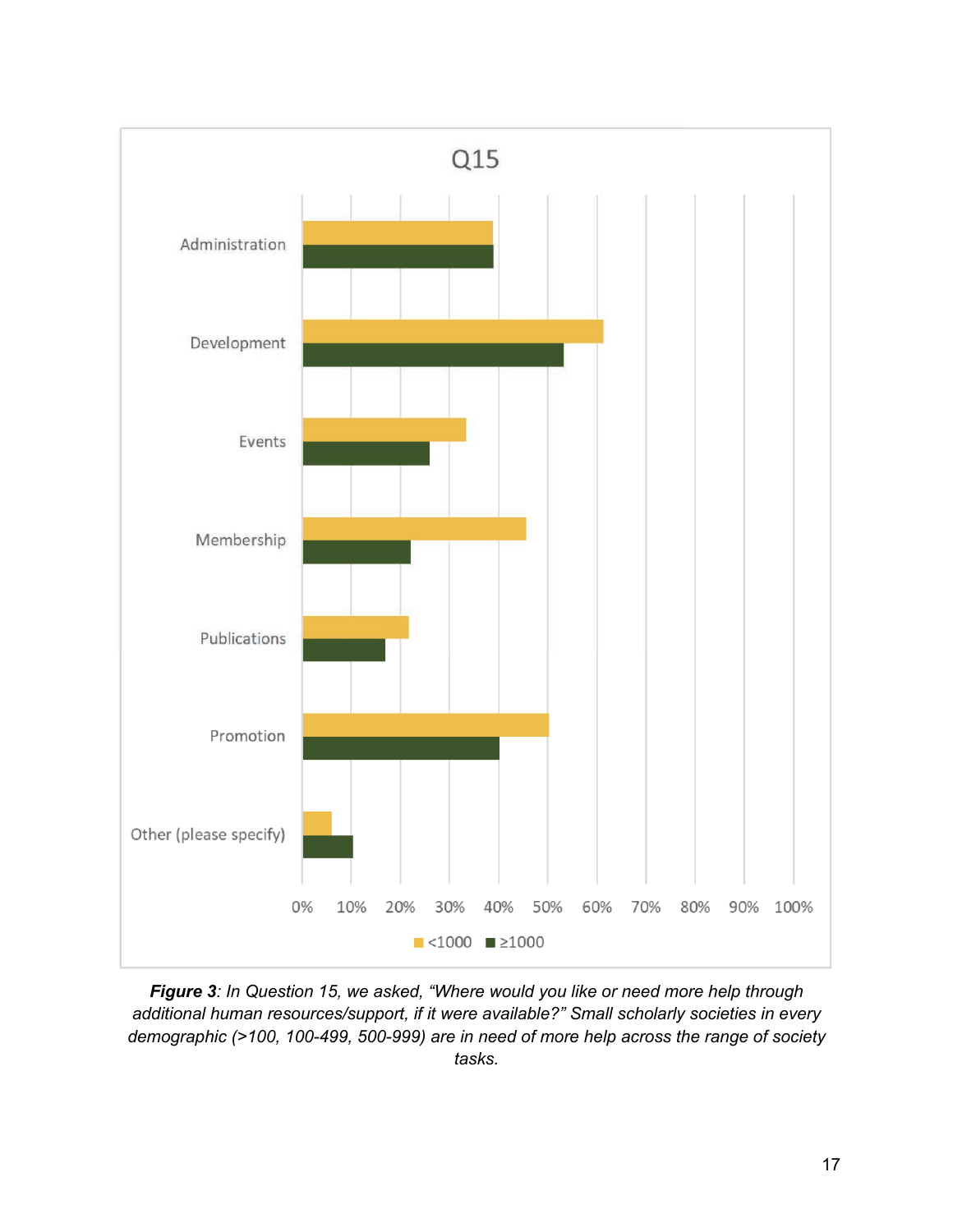Q15

Administration

Development

Events

Membership

Publications

Promotion

Other (please specify)

0% 10% 20% 30% 40% 50% 60% 70% 80% 90% 100%

<1000 ≥1000

***Figure 3***: *In Question 15, we asked, "Where would you like or need more help through additional human resources/support, if it were available?" Small scholarly societies in every demographic (>100, 100-499, 500-999) are in need of more help across the range of society tasks.*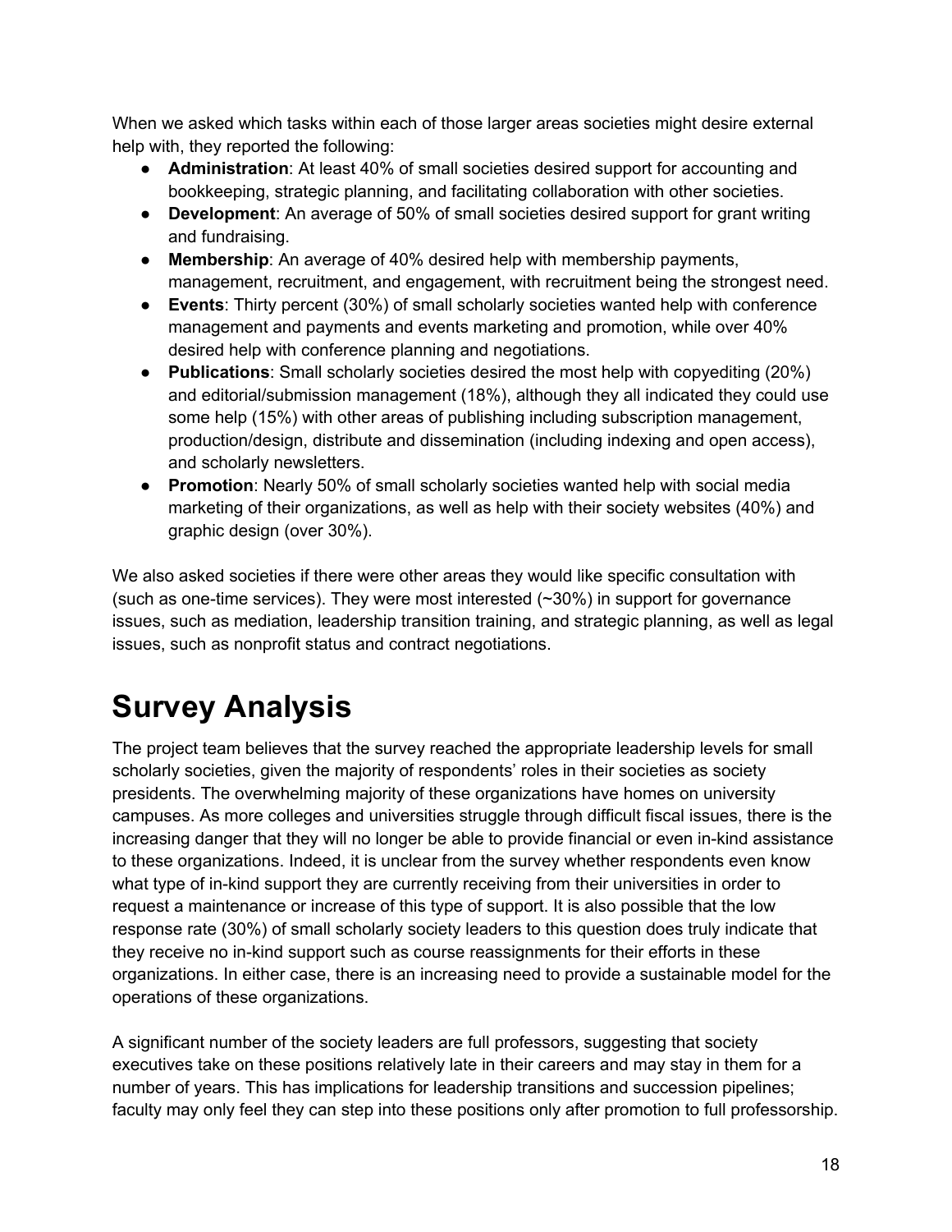When we asked which tasks within each of those larger areas societies might desire external help with, they reported the following:

- **Administration**: At least 40% of small societies desired support for accounting and bookkeeping, strategic planning, and facilitating collaboration with other societies.
- **Development**: An average of 50% of small societies desired support for grant writing and fundraising.
- **Membership**: An average of 40% desired help with membership payments, management, recruitment, and engagement, with recruitment being the strongest need.
- **Events**: Thirty percent (30%) of small scholarly societies wanted help with conference management and payments and events marketing and promotion, while over 40% desired help with conference planning and negotiations.
- **Publications**: Small scholarly societies desired the most help with copyediting (20%) and editorial/submission management (18%), although they all indicated they could use some help (15%) with other areas of publishing including subscription management, production/design, distribute and dissemination (including indexing and open access), and scholarly newsletters.
- **Promotion**: Nearly 50% of small scholarly societies wanted help with social media marketing of their organizations, as well as help with their society websites (40%) and graphic design (over 30%).

We also asked societies if there were other areas they would like specific consultation with (such as one-time services). They were most interested (~30%) in support for governance issues, such as mediation, leadership transition training, and strategic planning, as well as legal issues, such as nonprofit status and contract negotiations.

# Survey Analysis

The project team believes that the survey reached the appropriate leadership levels for small scholarly societies, given the majority of respondents' roles in their societies as society presidents. The overwhelming majority of these organizations have homes on university campuses. As more colleges and universities struggle through difficult fiscal issues, there is the increasing danger that they will no longer be able to provide financial or even in-kind assistance to these organizations. Indeed, it is unclear from the survey whether respondents even know what type of in-kind support they are currently receiving from their universities in order to request a maintenance or increase of this type of support. It is also possible that the low response rate (30%) of small scholarly society leaders to this question does truly indicate that they receive no in-kind support such as course reassignments for their efforts in these organizations. In either case, there is an increasing need to provide a sustainable model for the operations of these organizations.

A significant number of the society leaders are full professors, suggesting that society executives take on these positions relatively late in their careers and may stay in them for a number of years. This has implications for leadership transitions and succession pipelines; faculty may only feel they can step into these positions only after promotion to full professorship.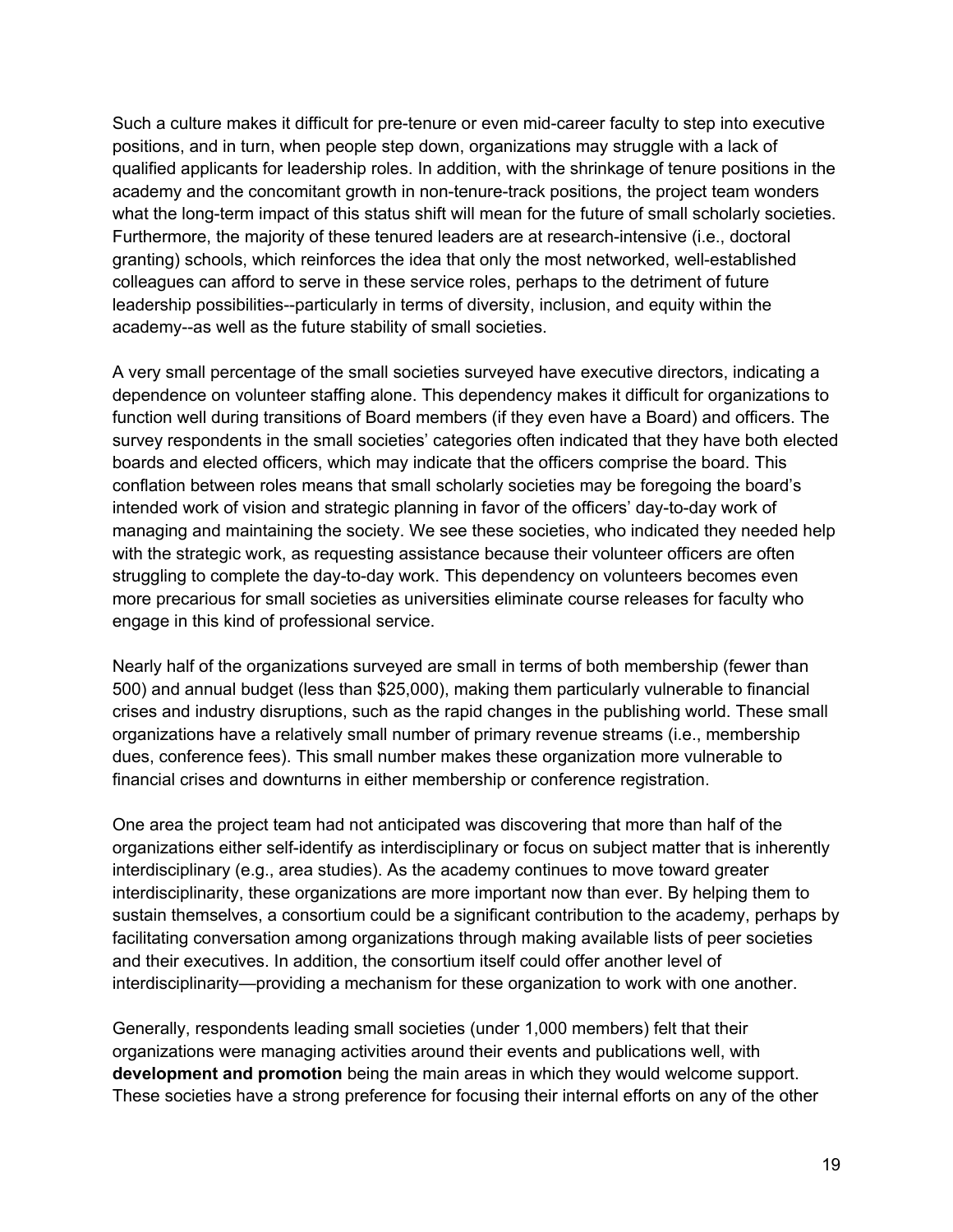Such a culture makes it difficult for pre-tenure or even mid-career faculty to step into executive positions, and in turn, when people step down, organizations may struggle with a lack of qualified applicants for leadership roles. In addition, with the shrinkage of tenure positions in the academy and the concomitant growth in non-tenure-track positions, the project team wonders what the long-term impact of this status shift will mean for the future of small scholarly societies. Furthermore, the majority of these tenured leaders are at research-intensive (i.e., doctoral granting) schools, which reinforces the idea that only the most networked, well-established colleagues can afford to serve in these service roles, perhaps to the detriment of future leadership possibilities--particularly in terms of diversity, inclusion, and equity within the academy--as well as the future stability of small societies.

A very small percentage of the small societies surveyed have executive directors, indicating a dependence on volunteer staffing alone. This dependency makes it difficult for organizations to function well during transitions of Board members (if they even have a Board) and officers. The survey respondents in the small societies' categories often indicated that they have both elected boards and elected officers, which may indicate that the officers comprise the board. This conflation between roles means that small scholarly societies may be foregoing the board's intended work of vision and strategic planning in favor of the officers' day-to-day work of managing and maintaining the society. We see these societies, who indicated they needed help with the strategic work, as requesting assistance because their volunteer officers are often struggling to complete the day-to-day work. This dependency on volunteers becomes even more precarious for small societies as universities eliminate course releases for faculty who engage in this kind of professional service.

Nearly half of the organizations surveyed are small in terms of both membership (fewer than 500) and annual budget (less than $25,000), making them particularly vulnerable to financial crises and industry disruptions, such as the rapid changes in the publishing world. These small organizations have a relatively small number of primary revenue streams (i.e., membership dues, conference fees). This small number makes these organization more vulnerable to financial crises and downturns in either membership or conference registration.

One area the project team had not anticipated was discovering that more than half of the organizations either self-identify as interdisciplinary or focus on subject matter that is inherently interdisciplinary (e.g., area studies). As the academy continues to move toward greater interdisciplinarity, these organizations are more important now than ever. By helping them to sustain themselves, a consortium could be a significant contribution to the academy, perhaps by facilitating conversation among organizations through making available lists of peer societies and their executives. In addition, the consortium itself could offer another level of interdisciplinarity—providing a mechanism for these organization to work with one another.

Generally, respondents leading small societies (under 1,000 members) felt that their organizations were managing activities around their events and publications well, with **development and promotion** being the main areas in which they would welcome support. These societies have a strong preference for focusing their internal efforts on any of the other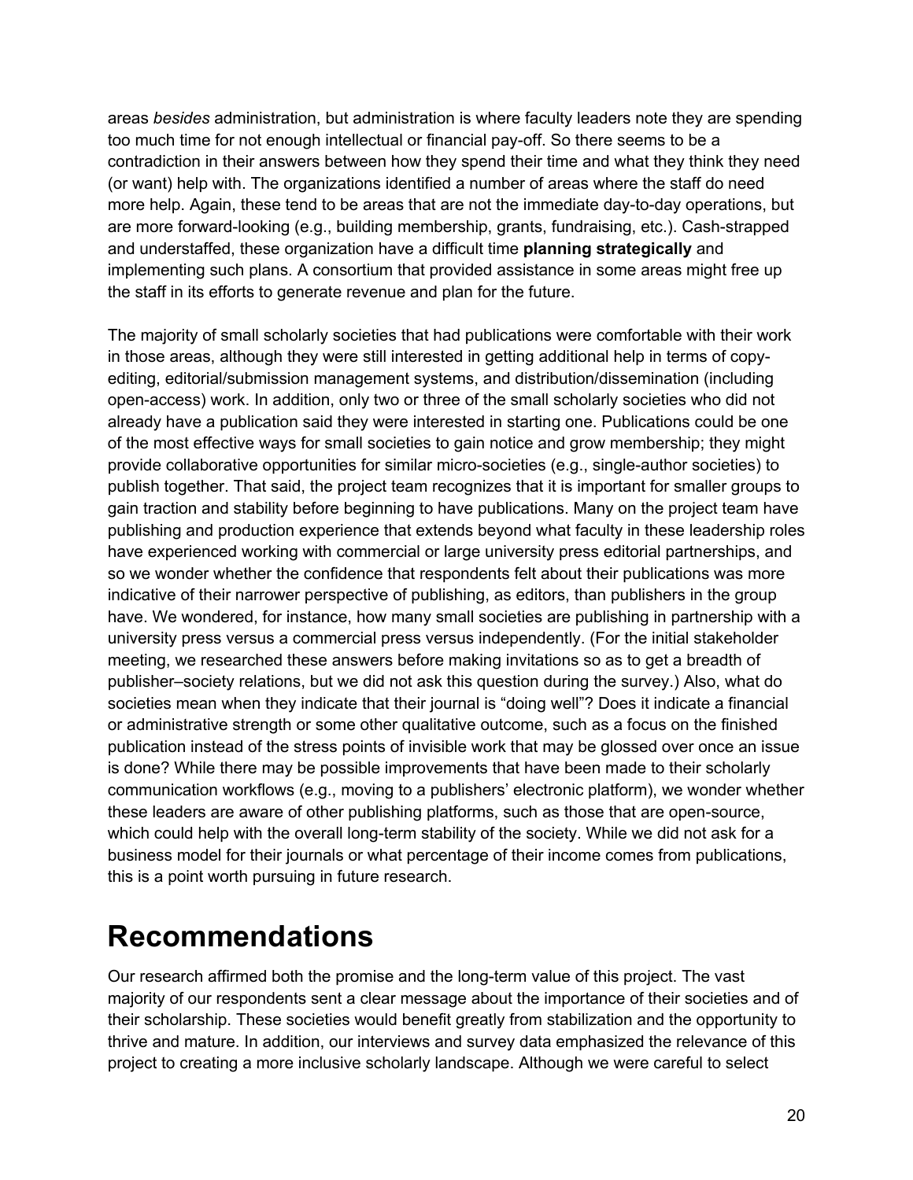areas *besides* administration, but administration is where faculty leaders note they are spending too much time for not enough intellectual or financial pay-off. So there seems to be a contradiction in their answers between how they spend their time and what they think they need (or want) help with. The organizations identified a number of areas where the staff do need more help. Again, these tend to be areas that are not the immediate day-to-day operations, but are more forward-looking (e.g., building membership, grants, fundraising, etc.). Cash-strapped and understaffed, these organization have a difficult time **planning strategically** and implementing such plans. A consortium that provided assistance in some areas might free up the staff in its efforts to generate revenue and plan for the future.

The majority of small scholarly societies that had publications were comfortable with their work in those areas, although they were still interested in getting additional help in terms of copy-editing, editorial/submission management systems, and distribution/dissemination (including open-access) work. In addition, only two or three of the small scholarly societies who did not already have a publication said they were interested in starting one. Publications could be one of the most effective ways for small societies to gain notice and grow membership; they might provide collaborative opportunities for similar micro-societies (e.g., single-author societies) to publish together. That said, the project team recognizes that it is important for smaller groups to gain traction and stability before beginning to have publications. Many on the project team have publishing and production experience that extends beyond what faculty in these leadership roles have experienced working with commercial or large university press editorial partnerships, and so we wonder whether the confidence that respondents felt about their publications was more indicative of their narrower perspective of publishing, as editors, than publishers in the group have. We wondered, for instance, how many small societies are publishing in partnership with a university press versus a commercial press versus independently. (For the initial stakeholder meeting, we researched these answers before making invitations so as to get a breadth of publisher–society relations, but we did not ask this question during the survey.) Also, what do societies mean when they indicate that their journal is "doing well"? Does it indicate a financial or administrative strength or some other qualitative outcome, such as a focus on the finished publication instead of the stress points of invisible work that may be glossed over once an issue is done? While there may be possible improvements that have been made to their scholarly communication workflows (e.g., moving to a publishers' electronic platform), we wonder whether these leaders are aware of other publishing platforms, such as those that are open-source, which could help with the overall long-term stability of the society. While we did not ask for a business model for their journals or what percentage of their income comes from publications, this is a point worth pursuing in future research.

# Recommendations

Our research affirmed both the promise and the long-term value of this project. The vast majority of our respondents sent a clear message about the importance of their societies and of their scholarship. These societies would benefit greatly from stabilization and the opportunity to thrive and mature. In addition, our interviews and survey data emphasized the relevance of this project to creating a more inclusive scholarly landscape. Although we were careful to select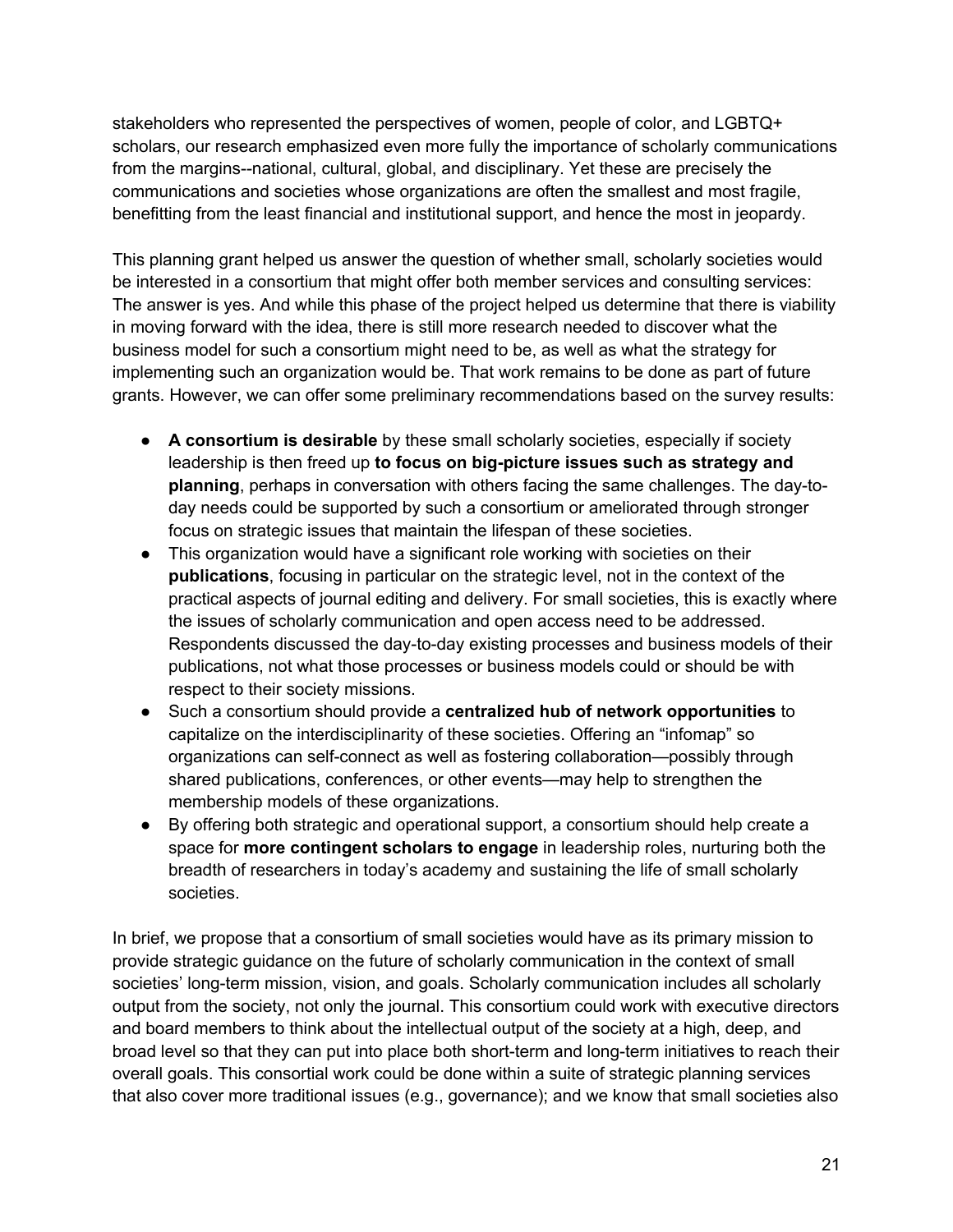stakeholders who represented the perspectives of women, people of color, and LGBTQ+ scholars, our research emphasized even more fully the importance of scholarly communications from the margins--national, cultural, global, and disciplinary. Yet these are precisely the communications and societies whose organizations are often the smallest and most fragile, benefitting from the least financial and institutional support, and hence the most in jeopardy.

This planning grant helped us answer the question of whether small, scholarly societies would be interested in a consortium that might offer both member services and consulting services: The answer is yes. And while this phase of the project helped us determine that there is viability in moving forward with the idea, there is still more research needed to discover what the business model for such a consortium might need to be, as well as what the strategy for implementing such an organization would be. That work remains to be done as part of future grants. However, we can offer some preliminary recommendations based on the survey results:

- **A consortium is desirable** by these small scholarly societies, especially if society leadership is then freed up **to focus on big-picture issues such as strategy and planning**, perhaps in conversation with others facing the same challenges. The day-to-day needs could be supported by such a consortium or ameliorated through stronger focus on strategic issues that maintain the lifespan of these societies.
- This organization would have a significant role working with societies on their **publications**, focusing in particular on the strategic level, not in the context of the practical aspects of journal editing and delivery. For small societies, this is exactly where the issues of scholarly communication and open access need to be addressed. Respondents discussed the day-to-day existing processes and business models of their publications, not what those processes or business models could or should be with respect to their society missions.
- Such a consortium should provide a **centralized hub of network opportunities** to capitalize on the interdisciplinarity of these societies. Offering an "infomap" so organizations can self-connect as well as fostering collaboration—possibly through shared publications, conferences, or other events—may help to strengthen the membership models of these organizations.
- By offering both strategic and operational support, a consortium should help create a space for **more contingent scholars to engage** in leadership roles, nurturing both the breadth of researchers in today's academy and sustaining the life of small scholarly societies.

In brief, we propose that a consortium of small societies would have as its primary mission to provide strategic guidance on the future of scholarly communication in the context of small societies' long-term mission, vision, and goals. Scholarly communication includes all scholarly output from the society, not only the journal. This consortium could work with executive directors and board members to think about the intellectual output of the society at a high, deep, and broad level so that they can put into place both short-term and long-term initiatives to reach their overall goals. This consortial work could be done within a suite of strategic planning services that also cover more traditional issues (e.g., governance); and we know that small societies also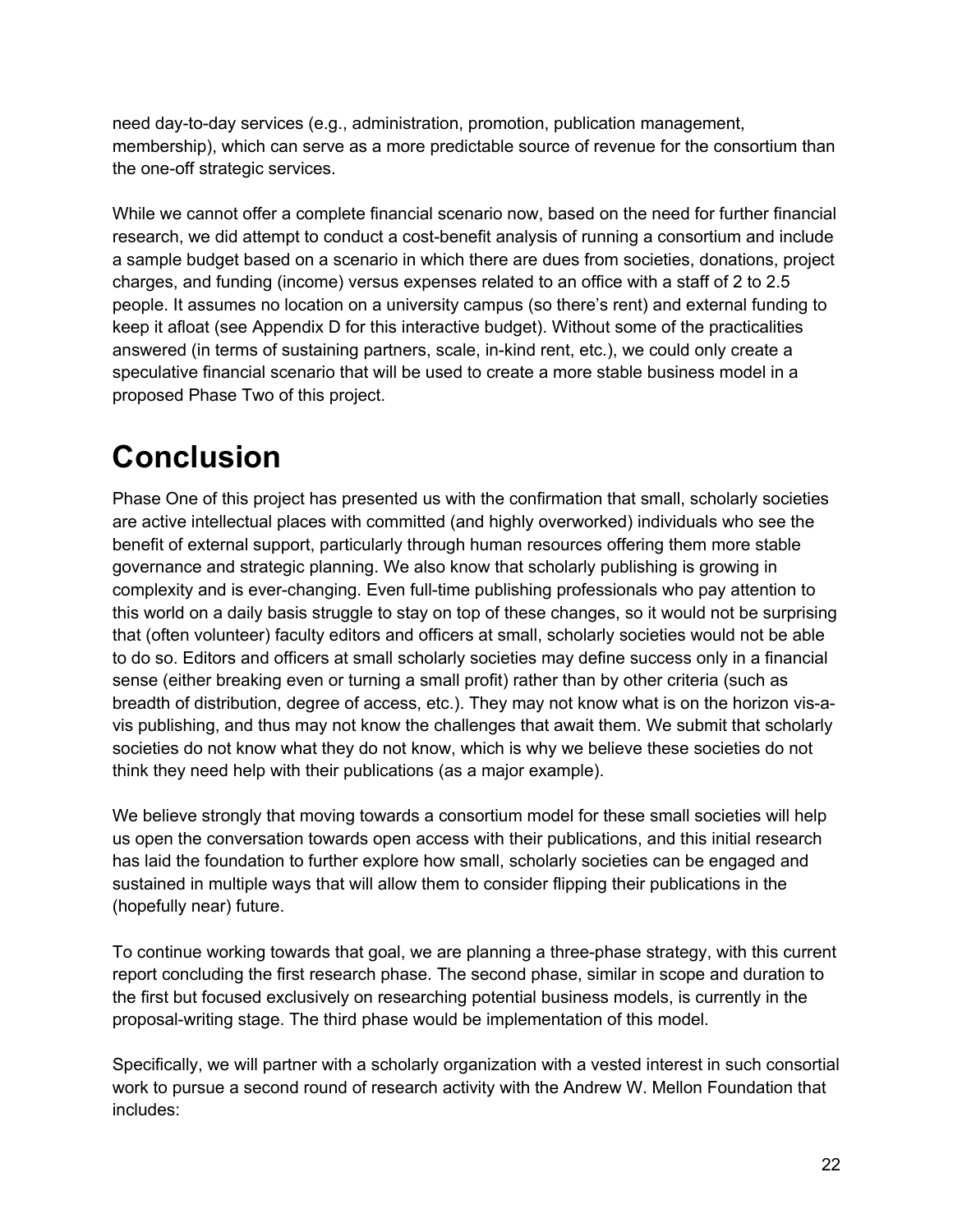need day-to-day services (e.g., administration, promotion, publication management, membership), which can serve as a more predictable source of revenue for the consortium than the one-off strategic services.

While we cannot offer a complete financial scenario now, based on the need for further financial research, we did attempt to conduct a cost-benefit analysis of running a consortium and include a sample budget based on a scenario in which there are dues from societies, donations, project charges, and funding (income) versus expenses related to an office with a staff of 2 to 2.5 people. It assumes no location on a university campus (so there's rent) and external funding to keep it afloat (see Appendix D for this interactive budget). Without some of the practicalities answered (in terms of sustaining partners, scale, in-kind rent, etc.), we could only create a speculative financial scenario that will be used to create a more stable business model in a proposed Phase Two of this project.

# Conclusion

Phase One of this project has presented us with the confirmation that small, scholarly societies are active intellectual places with committed (and highly overworked) individuals who see the benefit of external support, particularly through human resources offering them more stable governance and strategic planning. We also know that scholarly publishing is growing in complexity and is ever-changing. Even full-time publishing professionals who pay attention to this world on a daily basis struggle to stay on top of these changes, so it would not be surprising that (often volunteer) faculty editors and officers at small, scholarly societies would not be able to do so. Editors and officers at small scholarly societies may define success only in a financial sense (either breaking even or turning a small profit) rather than by other criteria (such as breadth of distribution, degree of access, etc.). They may not know what is on the horizon vis-a-vis publishing, and thus may not know the challenges that await them. We submit that scholarly societies do not know what they do not know, which is why we believe these societies do not think they need help with their publications (as a major example).

We believe strongly that moving towards a consortium model for these small societies will help us open the conversation towards open access with their publications, and this initial research has laid the foundation to further explore how small, scholarly societies can be engaged and sustained in multiple ways that will allow them to consider flipping their publications in the (hopefully near) future.

To continue working towards that goal, we are planning a three-phase strategy, with this current report concluding the first research phase. The second phase, similar in scope and duration to the first but focused exclusively on researching potential business models, is currently in the proposal-writing stage. The third phase would be implementation of this model.

Specifically, we will partner with a scholarly organization with a vested interest in such consortial work to pursue a second round of research activity with the Andrew W. Mellon Foundation that includes: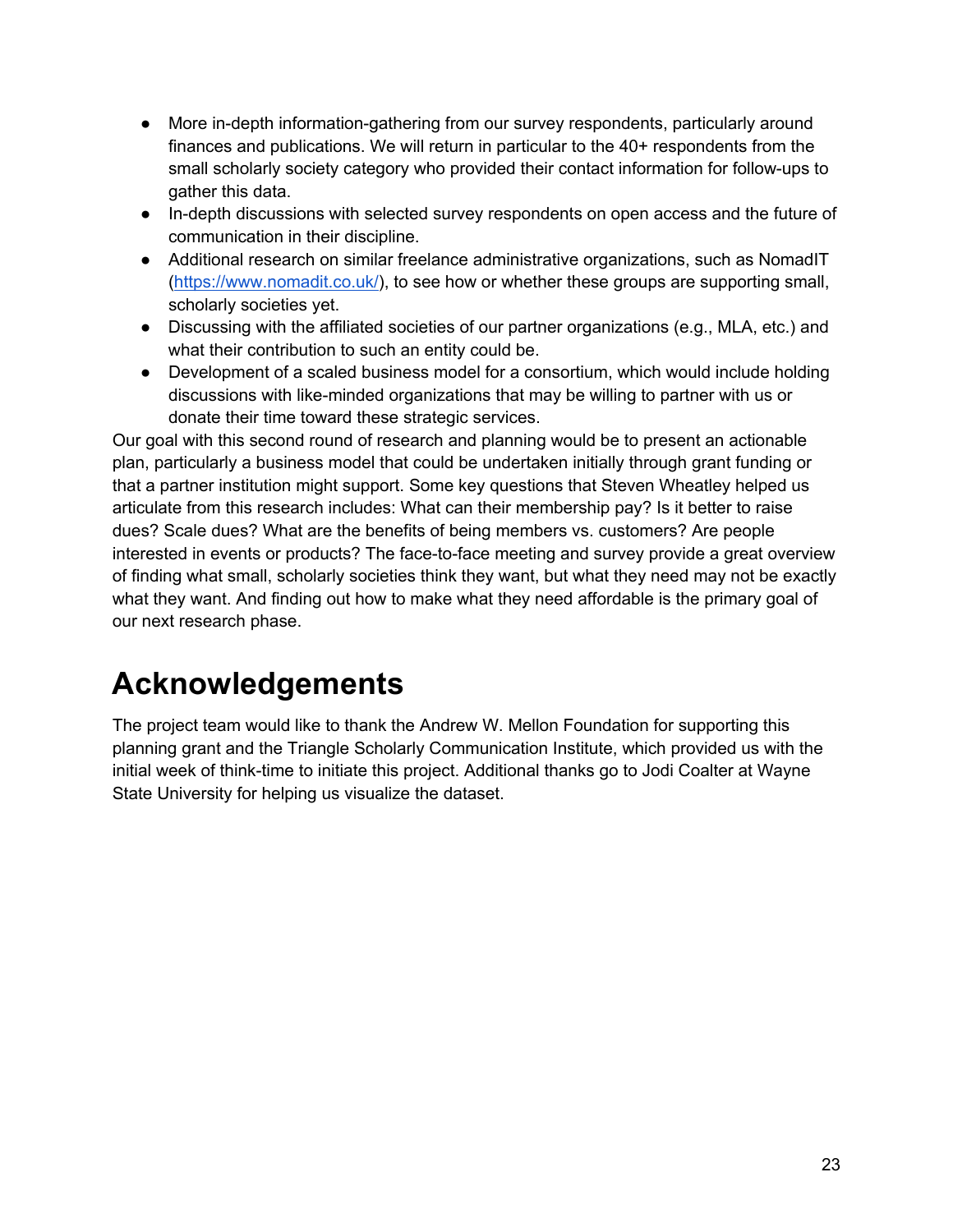- More in-depth information-gathering from our survey respondents, particularly around finances and publications. We will return in particular to the 40+ respondents from the small scholarly society category who provided their contact information for follow-ups to gather this data.
- In-depth discussions with selected survey respondents on open access and the future of communication in their discipline.
- Additional research on similar freelance administrative organizations, such as NomadIT (https://www.nomadit.co.uk/), to see how or whether these groups are supporting small, scholarly societies yet.
- Discussing with the affiliated societies of our partner organizations (e.g., MLA, etc.) and what their contribution to such an entity could be.
- Development of a scaled business model for a consortium, which would include holding discussions with like-minded organizations that may be willing to partner with us or donate their time toward these strategic services.

Our goal with this second round of research and planning would be to present an actionable plan, particularly a business model that could be undertaken initially through grant funding or that a partner institution might support. Some key questions that Steven Wheatley helped us articulate from this research includes: What can their membership pay? Is it better to raise dues? Scale dues? What are the benefits of being members vs. customers? Are people interested in events or products? The face-to-face meeting and survey provide a great overview of finding what small, scholarly societies think they want, but what they need may not be exactly what they want. And finding out how to make what they need affordable is the primary goal of our next research phase.

# Acknowledgements

The project team would like to thank the Andrew W. Mellon Foundation for supporting this planning grant and the Triangle Scholarly Communication Institute, which provided us with the initial week of think-time to initiate this project. Additional thanks go to Jodi Coalter at Wayne State University for helping us visualize the dataset.